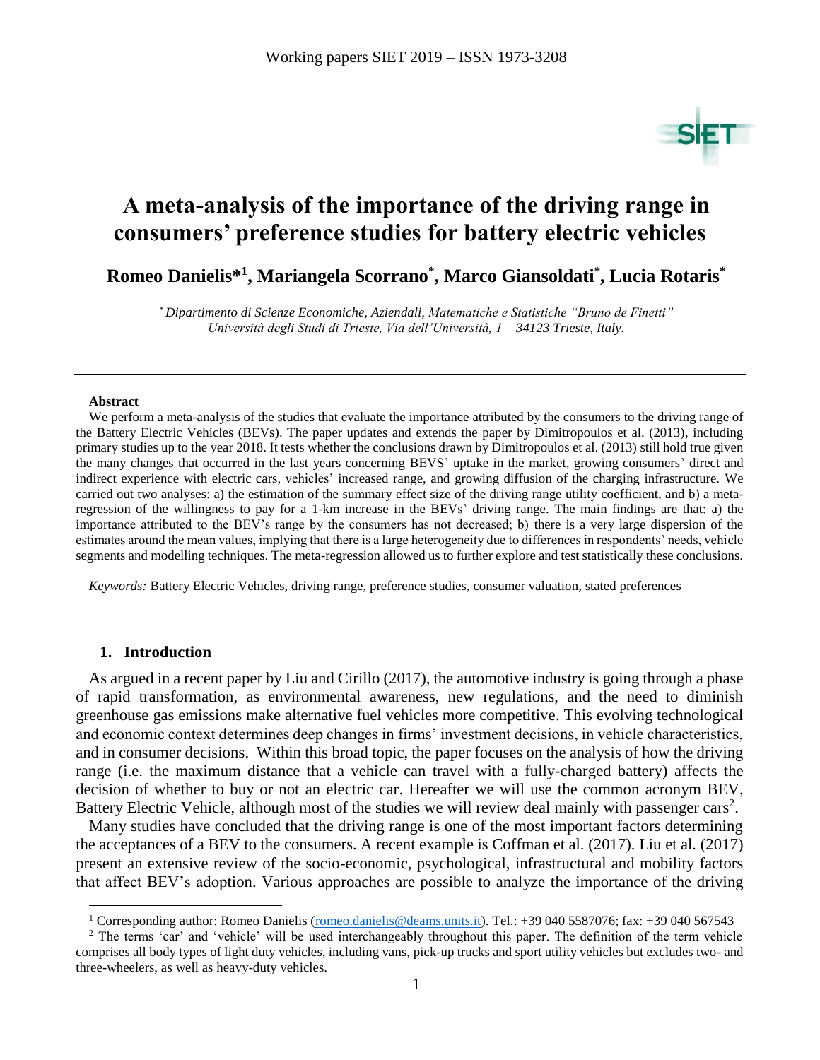# A meta-analysis of the importance of the driving range in consumers' preference studies for battery electric vehicles

**Romeo Danielis*[1], Mariangela Scorrano*, Marco Giansoldati*, Lucia Rotaris***

*\* Dipartimento di Scienze Economiche, Aziendali, Matematiche e Statistiche "Bruno de Finetti"*
*Università degli Studi di Trieste, Via dell'Università, 1 – 34123 Trieste, Italy.*

---

**Abstract**

We perform a meta-analysis of the studies that evaluate the importance attributed by the consumers to the driving range of the Battery Electric Vehicles (BEVs). The paper updates and extends the paper by Dimitropoulos et al. (2013), including primary studies up to the year 2018. It tests whether the conclusions drawn by Dimitropoulos et al. (2013) still hold true given the many changes that occurred in the last years concerning BEVS' uptake in the market, growing consumers' direct and indirect experience with electric cars, vehicles' increased range, and growing diffusion of the charging infrastructure. We carried out two analyses: a) the estimation of the summary effect size of the driving range utility coefficient, and b) a meta-regression of the willingness to pay for a 1-km increase in the BEVs' driving range. The main findings are that: a) the importance attributed to the BEV's range by the consumers has not decreased; b) there is a very large dispersion of the estimates around the mean values, implying that there is a large heterogeneity due to differences in respondents' needs, vehicle segments and modelling techniques. The meta-regression allowed us to further explore and test statistically these conclusions.

*Keywords:* Battery Electric Vehicles, driving range, preference studies, consumer valuation, stated preferences

---

## 1. Introduction

As argued in a recent paper by Liu and Cirillo (2017), the automotive industry is going through a phase of rapid transformation, as environmental awareness, new regulations, and the need to diminish greenhouse gas emissions make alternative fuel vehicles more competitive. This evolving technological and economic context determines deep changes in firms' investment decisions, in vehicle characteristics, and in consumer decisions. Within this broad topic, the paper focuses on the analysis of how the driving range (i.e. the maximum distance that a vehicle can travel with a fully-charged battery) affects the decision of whether to buy or not an electric car. Hereafter we will use the common acronym BEV, Battery Electric Vehicle, although most of the studies we will review deal mainly with passenger cars[2].

Many studies have concluded that the driving range is one of the most important factors determining the acceptances of a BEV to the consumers. A recent example is Coffman et al. (2017). Liu et al. (2017) present an extensive review of the socio-economic, psychological, infrastructural and mobility factors that affect BEV's adoption. Various approaches are possible to analyze the importance of the driving

---

[1] Corresponding author: Romeo Danielis (romeo.danielis@deams.units.it). Tel.: +39 040 5587076; fax: +39 040 567543

[2] The terms 'car' and 'vehicle' will be used interchangeably throughout this paper. The definition of the term vehicle comprises all body types of light duty vehicles, including vans, pick-up trucks and sport utility vehicles but excludes two- and three-wheelers, as well as heavy-duty vehicles.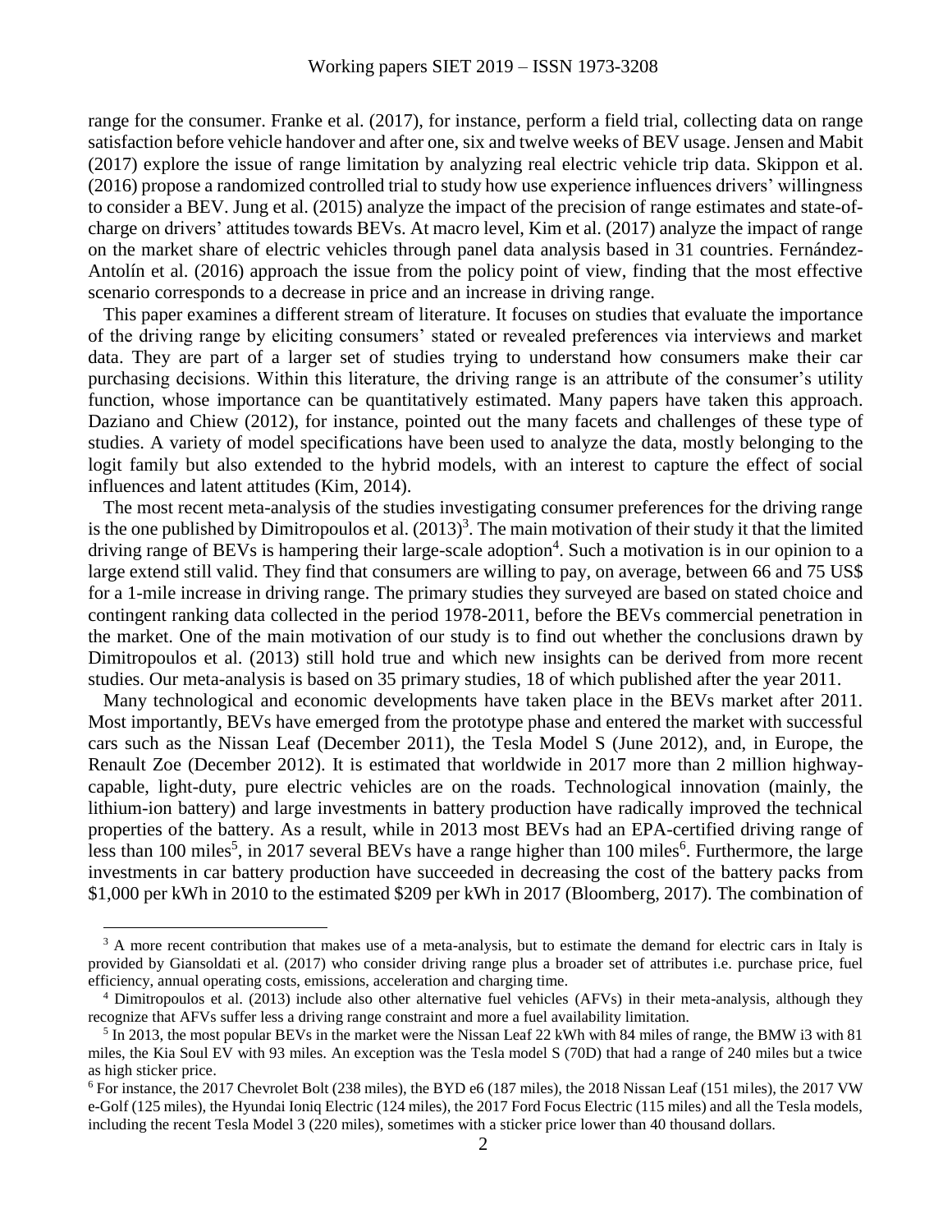range for the consumer. Franke et al. (2017), for instance, perform a field trial, collecting data on range satisfaction before vehicle handover and after one, six and twelve weeks of BEV usage. Jensen and Mabit (2017) explore the issue of range limitation by analyzing real electric vehicle trip data. Skippon et al. (2016) propose a randomized controlled trial to study how use experience influences drivers' willingness to consider a BEV. Jung et al. (2015) analyze the impact of the precision of range estimates and state-of-charge on drivers' attitudes towards BEVs. At macro level, Kim et al. (2017) analyze the impact of range on the market share of electric vehicles through panel data analysis based in 31 countries. Fernández-Antolín et al. (2016) approach the issue from the policy point of view, finding that the most effective scenario corresponds to a decrease in price and an increase in driving range.

This paper examines a different stream of literature. It focuses on studies that evaluate the importance of the driving range by eliciting consumers' stated or revealed preferences via interviews and market data. They are part of a larger set of studies trying to understand how consumers make their car purchasing decisions. Within this literature, the driving range is an attribute of the consumer's utility function, whose importance can be quantitatively estimated. Many papers have taken this approach. Daziano and Chiew (2012), for instance, pointed out the many facets and challenges of these type of studies. A variety of model specifications have been used to analyze the data, mostly belonging to the logit family but also extended to the hybrid models, with an interest to capture the effect of social influences and latent attitudes (Kim, 2014).

The most recent meta-analysis of the studies investigating consumer preferences for the driving range is the one published by Dimitropoulos et al. (2013)[3]. The main motivation of their study it that the limited driving range of BEVs is hampering their large-scale adoption[4]. Such a motivation is in our opinion to a large extend still valid. They find that consumers are willing to pay, on average, between 66 and 75 US$ for a 1-mile increase in driving range. The primary studies they surveyed are based on stated choice and contingent ranking data collected in the period 1978-2011, before the BEVs commercial penetration in the market. One of the main motivation of our study is to find out whether the conclusions drawn by Dimitropoulos et al. (2013) still hold true and which new insights can be derived from more recent studies. Our meta-analysis is based on 35 primary studies, 18 of which published after the year 2011.

Many technological and economic developments have taken place in the BEVs market after 2011. Most importantly, BEVs have emerged from the prototype phase and entered the market with successful cars such as the Nissan Leaf (December 2011), the Tesla Model S (June 2012), and, in Europe, the Renault Zoe (December 2012). It is estimated that worldwide in 2017 more than 2 million highway-capable, light-duty, pure electric vehicles are on the roads. Technological innovation (mainly, the lithium-ion battery) and large investments in battery production have radically improved the technical properties of the battery. As a result, while in 2013 most BEVs had an EPA-certified driving range of less than 100 miles[5], in 2017 several BEVs have a range higher than 100 miles[6]. Furthermore, the large investments in car battery production have succeeded in decreasing the cost of the battery packs from $1,000 per kWh in 2010 to the estimated $209 per kWh in 2017 (Bloomberg, 2017). The combination of

---

[3] A more recent contribution that makes use of a meta-analysis, but to estimate the demand for electric cars in Italy is provided by Giansoldati et al. (2017) who consider driving range plus a broader set of attributes i.e. purchase price, fuel efficiency, annual operating costs, emissions, acceleration and charging time.

[4] Dimitropoulos et al. (2013) include also other alternative fuel vehicles (AFVs) in their meta-analysis, although they recognize that AFVs suffer less a driving range constraint and more a fuel availability limitation.

[5] In 2013, the most popular BEVs in the market were the Nissan Leaf 22 kWh with 84 miles of range, the BMW i3 with 81 miles, the Kia Soul EV with 93 miles. An exception was the Tesla model S (70D) that had a range of 240 miles but a twice as high sticker price.

[6] For instance, the 2017 Chevrolet Bolt (238 miles), the BYD e6 (187 miles), the 2018 Nissan Leaf (151 miles), the 2017 VW e-Golf (125 miles), the Hyundai Ioniq Electric (124 miles), the 2017 Ford Focus Electric (115 miles) and all the Tesla models, including the recent Tesla Model 3 (220 miles), sometimes with a sticker price lower than 40 thousand dollars.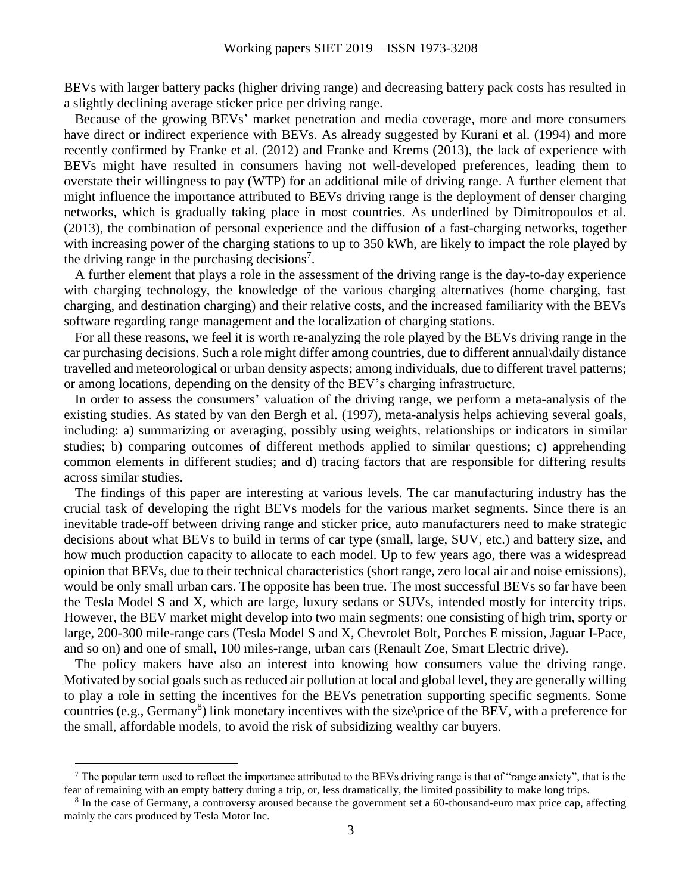BEVs with larger battery packs (higher driving range) and decreasing battery pack costs has resulted in a slightly declining average sticker price per driving range.

Because of the growing BEVs' market penetration and media coverage, more and more consumers have direct or indirect experience with BEVs. As already suggested by Kurani et al. (1994) and more recently confirmed by Franke et al. (2012) and Franke and Krems (2013), the lack of experience with BEVs might have resulted in consumers having not well-developed preferences, leading them to overstate their willingness to pay (WTP) for an additional mile of driving range. A further element that might influence the importance attributed to BEVs driving range is the deployment of denser charging networks, which is gradually taking place in most countries. As underlined by Dimitropoulos et al. (2013), the combination of personal experience and the diffusion of a fast-charging networks, together with increasing power of the charging stations to up to 350 kWh, are likely to impact the role played by the driving range in the purchasing decisions[7].

A further element that plays a role in the assessment of the driving range is the day-to-day experience with charging technology, the knowledge of the various charging alternatives (home charging, fast charging, and destination charging) and their relative costs, and the increased familiarity with the BEVs software regarding range management and the localization of charging stations.

For all these reasons, we feel it is worth re-analyzing the role played by the BEVs driving range in the car purchasing decisions. Such a role might differ among countries, due to different annual\daily distance travelled and meteorological or urban density aspects; among individuals, due to different travel patterns; or among locations, depending on the density of the BEV's charging infrastructure.

In order to assess the consumers' valuation of the driving range, we perform a meta-analysis of the existing studies. As stated by van den Bergh et al. (1997), meta-analysis helps achieving several goals, including: a) summarizing or averaging, possibly using weights, relationships or indicators in similar studies; b) comparing outcomes of different methods applied to similar questions; c) apprehending common elements in different studies; and d) tracing factors that are responsible for differing results across similar studies.

The findings of this paper are interesting at various levels. The car manufacturing industry has the crucial task of developing the right BEVs models for the various market segments. Since there is an inevitable trade-off between driving range and sticker price, auto manufacturers need to make strategic decisions about what BEVs to build in terms of car type (small, large, SUV, etc.) and battery size, and how much production capacity to allocate to each model. Up to few years ago, there was a widespread opinion that BEVs, due to their technical characteristics (short range, zero local air and noise emissions), would be only small urban cars. The opposite has been true. The most successful BEVs so far have been the Tesla Model S and X, which are large, luxury sedans or SUVs, intended mostly for intercity trips. However, the BEV market might develop into two main segments: one consisting of high trim, sporty or large, 200-300 mile-range cars (Tesla Model S and X, Chevrolet Bolt, Porches E mission, Jaguar I-Pace, and so on) and one of small, 100 miles-range, urban cars (Renault Zoe, Smart Electric drive).

The policy makers have also an interest into knowing how consumers value the driving range. Motivated by social goals such as reduced air pollution at local and global level, they are generally willing to play a role in setting the incentives for the BEVs penetration supporting specific segments. Some countries (e.g., Germany[8]) link monetary incentives with the size\price of the BEV, with a preference for the small, affordable models, to avoid the risk of subsidizing wealthy car buyers.

---

[7] The popular term used to reflect the importance attributed to the BEVs driving range is that of "range anxiety", that is the fear of remaining with an empty battery during a trip, or, less dramatically, the limited possibility to make long trips.

[8] In the case of Germany, a controversy aroused because the government set a 60-thousand-euro max price cap, affecting mainly the cars produced by Tesla Motor Inc.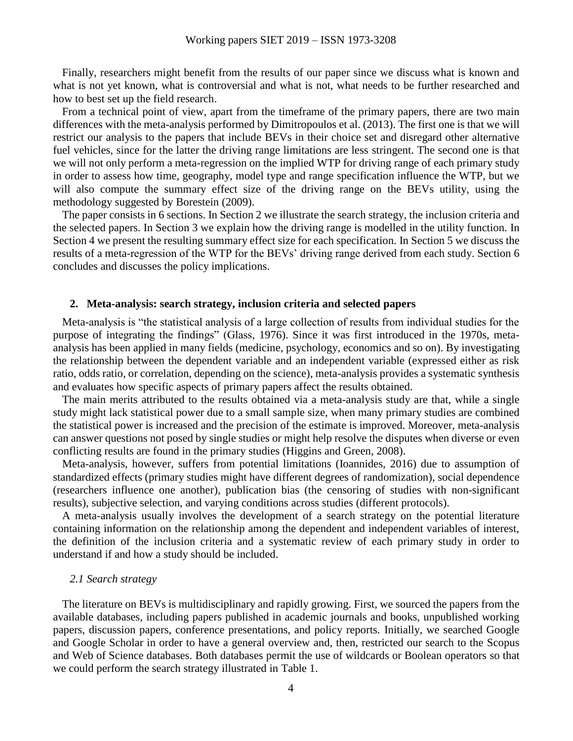Finally, researchers might benefit from the results of our paper since we discuss what is known and what is not yet known, what is controversial and what is not, what needs to be further researched and how to best set up the field research.

From a technical point of view, apart from the timeframe of the primary papers, there are two main differences with the meta-analysis performed by Dimitropoulos et al. (2013). The first one is that we will restrict our analysis to the papers that include BEVs in their choice set and disregard other alternative fuel vehicles, since for the latter the driving range limitations are less stringent. The second one is that we will not only perform a meta-regression on the implied WTP for driving range of each primary study in order to assess how time, geography, model type and range specification influence the WTP, but we will also compute the summary effect size of the driving range on the BEVs utility, using the methodology suggested by Borestein (2009).

The paper consists in 6 sections. In Section 2 we illustrate the search strategy, the inclusion criteria and the selected papers. In Section 3 we explain how the driving range is modelled in the utility function. In Section 4 we present the resulting summary effect size for each specification. In Section 5 we discuss the results of a meta-regression of the WTP for the BEVs' driving range derived from each study. Section 6 concludes and discusses the policy implications.

## 2. Meta-analysis: search strategy, inclusion criteria and selected papers

Meta-analysis is "the statistical analysis of a large collection of results from individual studies for the purpose of integrating the findings" (Glass, 1976). Since it was first introduced in the 1970s, meta-analysis has been applied in many fields (medicine, psychology, economics and so on). By investigating the relationship between the dependent variable and an independent variable (expressed either as risk ratio, odds ratio, or correlation, depending on the science), meta-analysis provides a systematic synthesis and evaluates how specific aspects of primary papers affect the results obtained.

The main merits attributed to the results obtained via a meta-analysis study are that, while a single study might lack statistical power due to a small sample size, when many primary studies are combined the statistical power is increased and the precision of the estimate is improved. Moreover, meta-analysis can answer questions not posed by single studies or might help resolve the disputes when diverse or even conflicting results are found in the primary studies (Higgins and Green, 2008).

Meta-analysis, however, suffers from potential limitations (Ioannides, 2016) due to assumption of standardized effects (primary studies might have different degrees of randomization), social dependence (researchers influence one another), publication bias (the censoring of studies with non-significant results), subjective selection, and varying conditions across studies (different protocols).

A meta-analysis usually involves the development of a search strategy on the potential literature containing information on the relationship among the dependent and independent variables of interest, the definition of the inclusion criteria and a systematic review of each primary study in order to understand if and how a study should be included.

### *2.1 Search strategy*

The literature on BEVs is multidisciplinary and rapidly growing. First, we sourced the papers from the available databases, including papers published in academic journals and books, unpublished working papers, discussion papers, conference presentations, and policy reports. Initially, we searched Google and Google Scholar in order to have a general overview and, then, restricted our search to the Scopus and Web of Science databases. Both databases permit the use of wildcards or Boolean operators so that we could perform the search strategy illustrated in Table 1.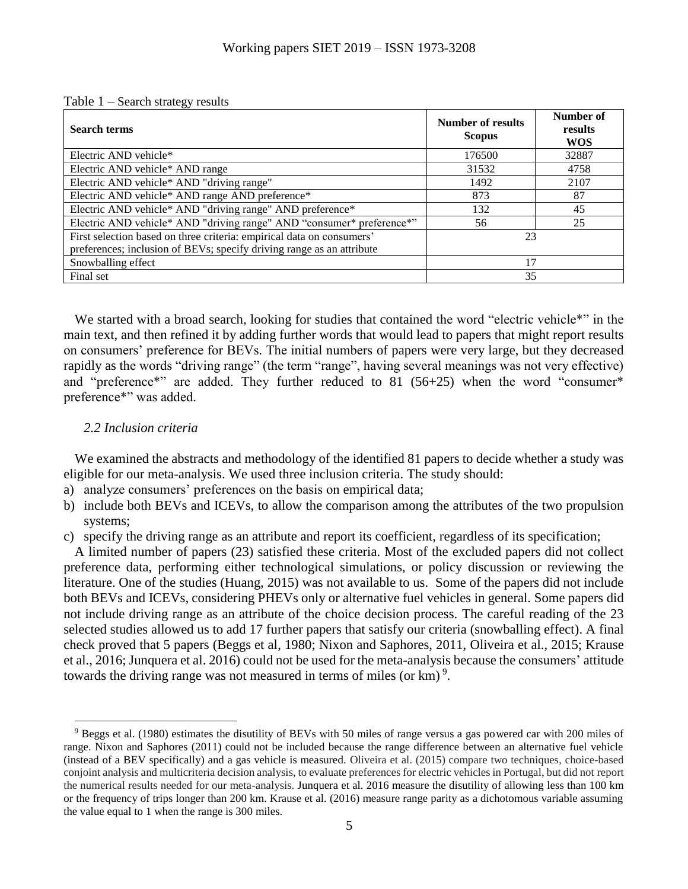Table 1 – Search strategy results

| Search terms | Number of results Scopus | Number of results WOS |
|---|---|---|
| Electric AND vehicle* | 176500 | 32887 |
| Electric AND vehicle* AND range | 31532 | 4758 |
| Electric AND vehicle* AND "driving range" | 1492 | 2107 |
| Electric AND vehicle* AND range AND preference* | 873 | 87 |
| Electric AND vehicle* AND "driving range" AND preference* | 132 | 45 |
| Electric AND vehicle* AND "driving range" AND "consumer* preference*" | 56 | 25 |
| First selection based on three criteria: empirical data on consumers' preferences; inclusion of BEVs; specify driving range as an attribute | 23 | |
| Snowballing effect | 17 | |
| Final set | 35 | |

We started with a broad search, looking for studies that contained the word "electric vehicle*" in the main text, and then refined it by adding further words that would lead to papers that might report results on consumers' preference for BEVs. The initial numbers of papers were very large, but they decreased rapidly as the words "driving range" (the term "range", having several meanings was not very effective) and "preference*" are added. They further reduced to 81 (56+25) when the word "consumer* preference*" was added.

### *2.2 Inclusion criteria*

We examined the abstracts and methodology of the identified 81 papers to decide whether a study was eligible for our meta-analysis. We used three inclusion criteria. The study should:

a) analyze consumers' preferences on the basis on empirical data;
b) include both BEVs and ICEVs, to allow the comparison among the attributes of the two propulsion systems;
c) specify the driving range as an attribute and report its coefficient, regardless of its specification;

A limited number of papers (23) satisfied these criteria. Most of the excluded papers did not collect preference data, performing either technological simulations, or policy discussion or reviewing the literature. One of the studies (Huang, 2015) was not available to us. Some of the papers did not include both BEVs and ICEVs, considering PHEVs only or alternative fuel vehicles in general. Some papers did not include driving range as an attribute of the choice decision process. The careful reading of the 23 selected studies allowed us to add 17 further papers that satisfy our criteria (snowballing effect). A final check proved that 5 papers (Beggs et al, 1980; Nixon and Saphores, 2011, Oliveira et al., 2015; Krause et al., 2016; Junquera et al. 2016) could not be used for the meta-analysis because the consumers' attitude towards the driving range was not measured in terms of miles (or km) [9].

[9] Beggs et al. (1980) estimates the disutility of BEVs with 50 miles of range versus a gas powered car with 200 miles of range. Nixon and Saphores (2011) could not be included because the range difference between an alternative fuel vehicle (instead of a BEV specifically) and a gas vehicle is measured. Oliveira et al. (2015) compare two techniques, choice-based conjoint analysis and multicriteria decision analysis, to evaluate preferences for electric vehicles in Portugal, but did not report the numerical results needed for our meta-analysis. Junquera et al. 2016 measure the disutility of allowing less than 100 km or the frequency of trips longer than 200 km. Krause et al. (2016) measure range parity as a dichotomous variable assuming the value equal to 1 when the range is 300 miles.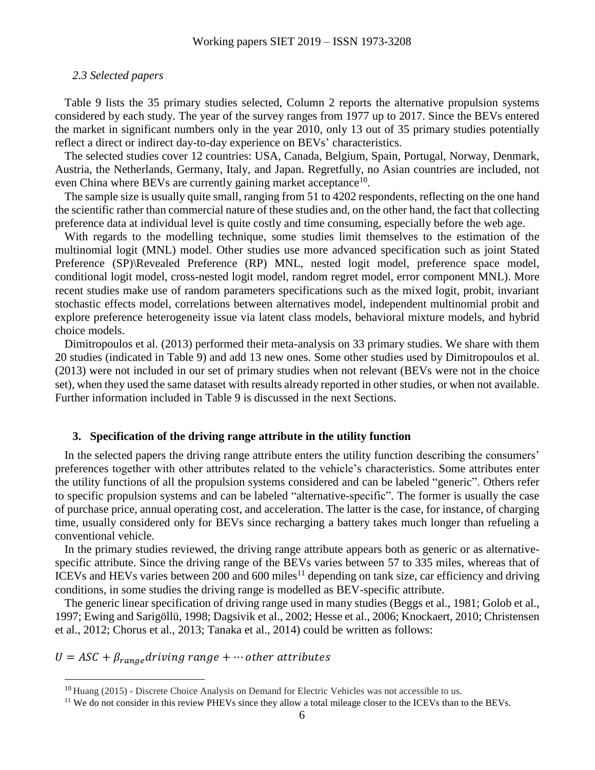### *2.3 Selected papers*

Table 9 lists the 35 primary studies selected, Column 2 reports the alternative propulsion systems considered by each study. The year of the survey ranges from 1977 up to 2017. Since the BEVs entered the market in significant numbers only in the year 2010, only 13 out of 35 primary studies potentially reflect a direct or indirect day-to-day experience on BEVs' characteristics.

The selected studies cover 12 countries: USA, Canada, Belgium, Spain, Portugal, Norway, Denmark, Austria, the Netherlands, Germany, Italy, and Japan. Regretfully, no Asian countries are included, not even China where BEVs are currently gaining market acceptance[10].

The sample size is usually quite small, ranging from 51 to 4202 respondents, reflecting on the one hand the scientific rather than commercial nature of these studies and, on the other hand, the fact that collecting preference data at individual level is quite costly and time consuming, especially before the web age.

With regards to the modelling technique, some studies limit themselves to the estimation of the multinomial logit (MNL) model. Other studies use more advanced specification such as joint Stated Preference (SP)\Revealed Preference (RP) MNL, nested logit model, preference space model, conditional logit model, cross-nested logit model, random regret model, error component MNL). More recent studies make use of random parameters specifications such as the mixed logit, probit, invariant stochastic effects model, correlations between alternatives model, independent multinomial probit and explore preference heterogeneity issue via latent class models, behavioral mixture models, and hybrid choice models.

Dimitropoulos et al. (2013) performed their meta-analysis on 33 primary studies. We share with them 20 studies (indicated in Table 9) and add 13 new ones. Some other studies used by Dimitropoulos et al. (2013) were not included in our set of primary studies when not relevant (BEVs were not in the choice set), when they used the same dataset with results already reported in other studies, or when not available. Further information included in Table 9 is discussed in the next Sections.

## 3. Specification of the driving range attribute in the utility function

In the selected papers the driving range attribute enters the utility function describing the consumers' preferences together with other attributes related to the vehicle's characteristics. Some attributes enter the utility functions of all the propulsion systems considered and can be labeled "generic". Others refer to specific propulsion systems and can be labeled "alternative-specific". The former is usually the case of purchase price, annual operating cost, and acceleration. The latter is the case, for instance, of charging time, usually considered only for BEVs since recharging a battery takes much longer than refueling a conventional vehicle.

In the primary studies reviewed, the driving range attribute appears both as generic or as alternative-specific attribute. Since the driving range of the BEVs varies between 57 to 335 miles, whereas that of ICEVs and HEVs varies between 200 and 600 miles[11] depending on tank size, car efficiency and driving conditions, in some studies the driving range is modelled as BEV-specific attribute.

The generic linear specification of driving range used in many studies (Beggs et al., 1981; Golob et al., 1997; Ewing and Sarigöllü, 1998; Dagsivik et al., 2002; Hesse et al., 2006; Knockaert, 2010; Christensen et al., 2012; Chorus et al., 2013; Tanaka et al., 2014) could be written as follows:

$$U = ASC + \beta_{range} driving\ range + \cdots other\ attributes$$

[10] Huang (2015) - Discrete Choice Analysis on Demand for Electric Vehicles was not accessible to us.

[11] We do not consider in this review PHEVs since they allow a total mileage closer to the ICEVs than to the BEVs.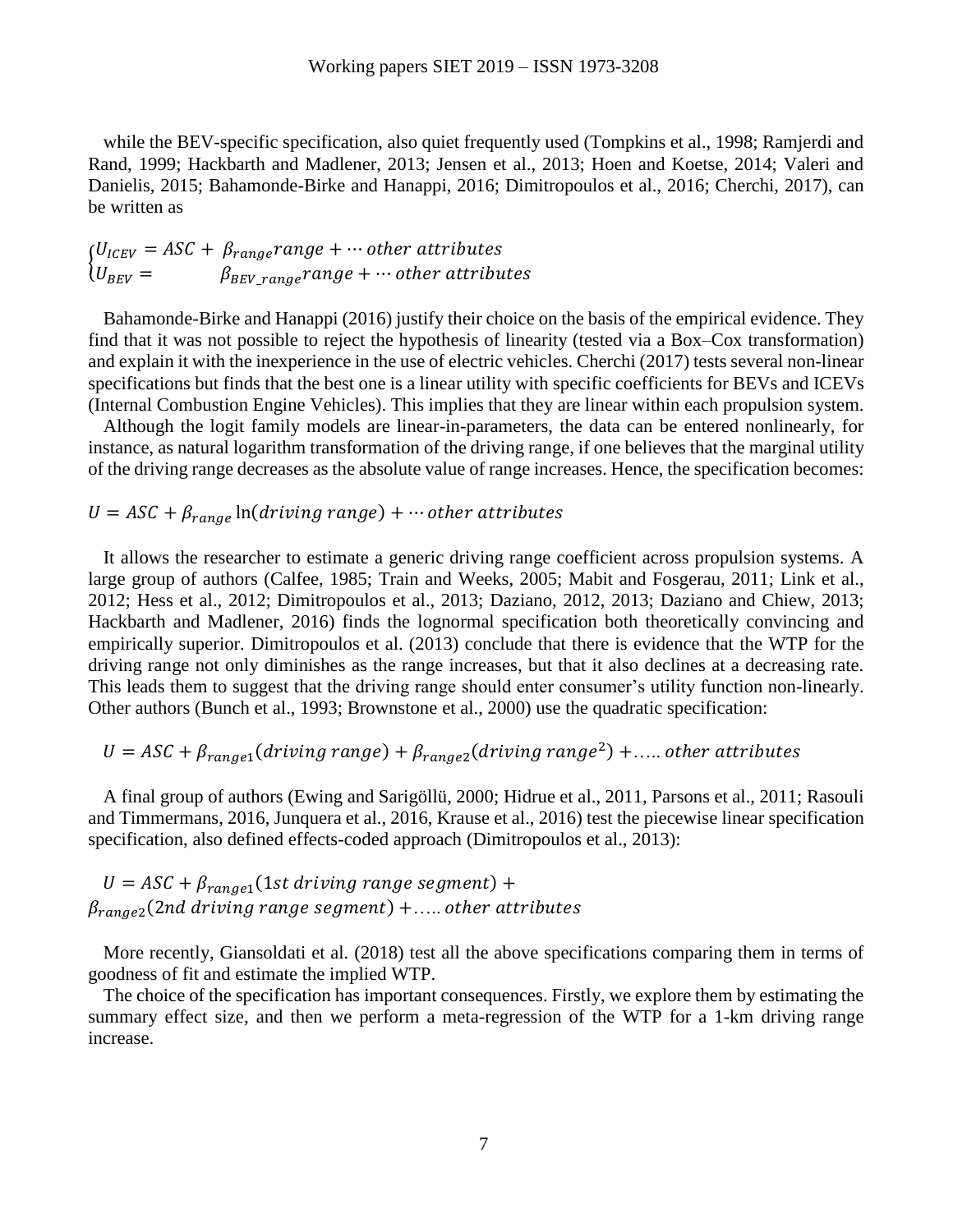while the BEV-specific specification, also quiet frequently used (Tompkins et al., 1998; Ramjerdi and Rand, 1999; Hackbarth and Madlener, 2013; Jensen et al., 2013; Hoen and Koetse, 2014; Valeri and Danielis, 2015; Bahamonde-Birke and Hanappi, 2016; Dimitropoulos et al., 2016; Cherchi, 2017), can be written as

$$\begin{cases} U_{ICEV} = ASC + \beta_{range} range + \cdots other\ attributes \\ U_{BEV} = \qquad \beta_{BEV\_range} range + \cdots other\ attributes \end{cases}$$

Bahamonde-Birke and Hanappi (2016) justify their choice on the basis of the empirical evidence. They find that it was not possible to reject the hypothesis of linearity (tested via a Box–Cox transformation) and explain it with the inexperience in the use of electric vehicles. Cherchi (2017) tests several non-linear specifications but finds that the best one is a linear utility with specific coefficients for BEVs and ICEVs (Internal Combustion Engine Vehicles). This implies that they are linear within each propulsion system.

Although the logit family models are linear-in-parameters, the data can be entered nonlinearly, for instance, as natural logarithm transformation of the driving range, if one believes that the marginal utility of the driving range decreases as the absolute value of range increases. Hence, the specification becomes:

$$U = ASC + \beta_{range} \ln(driving\ range) + \cdots other\ attributes$$

It allows the researcher to estimate a generic driving range coefficient across propulsion systems. A large group of authors (Calfee, 1985; Train and Weeks, 2005; Mabit and Fosgerau, 2011; Link et al., 2012; Hess et al., 2012; Dimitropoulos et al., 2013; Daziano, 2012, 2013; Daziano and Chiew, 2013; Hackbarth and Madlener, 2016) finds the lognormal specification both theoretically convincing and empirically superior. Dimitropoulos et al. (2013) conclude that there is evidence that the WTP for the driving range not only diminishes as the range increases, but that it also declines at a decreasing rate. This leads them to suggest that the driving range should enter consumer's utility function non-linearly. Other authors (Bunch et al., 1993; Brownstone et al., 2000) use the quadratic specification:

$$U = ASC + \beta_{range1}(driving\ range) + \beta_{range2}(driving\ range^2) + \ldots.. other\ attributes$$

A final group of authors (Ewing and Sarigöllü, 2000; Hidrue et al., 2011, Parsons et al., 2011; Rasouli and Timmermans, 2016, Junquera et al., 2016, Krause et al., 2016) test the piecewise linear specification specification, also defined effects-coded approach (Dimitropoulos et al., 2013):

$$U = ASC + \beta_{range1}(1st\ driving\ range\ segment) + \beta_{range2}(2nd\ driving\ range\ segment) + \ldots.. other\ attributes$$

More recently, Giansoldati et al. (2018) test all the above specifications comparing them in terms of goodness of fit and estimate the implied WTP.

The choice of the specification has important consequences. Firstly, we explore them by estimating the summary effect size, and then we perform a meta-regression of the WTP for a 1-km driving range increase.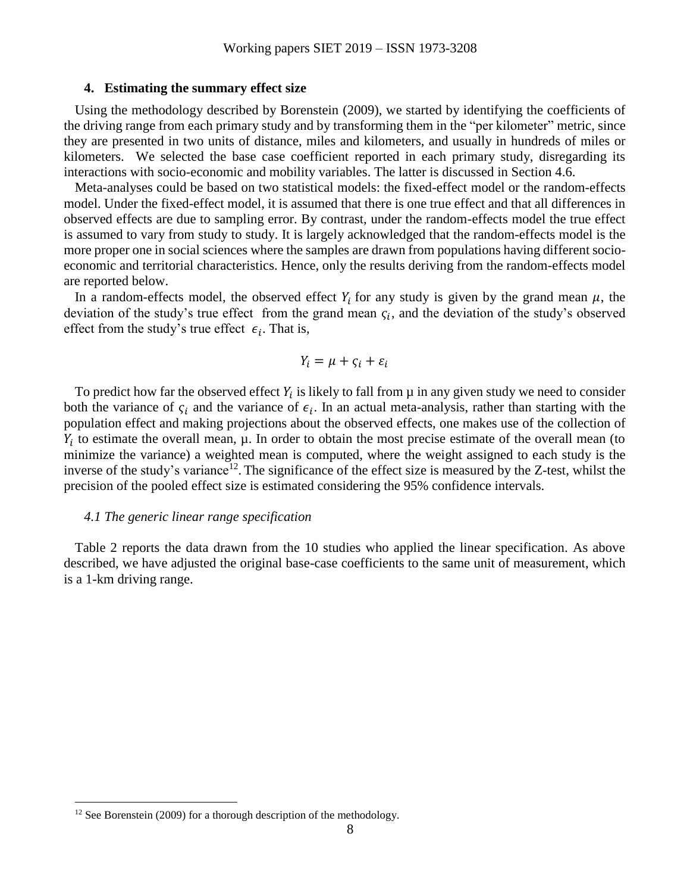## 4. Estimating the summary effect size

Using the methodology described by Borenstein (2009), we started by identifying the coefficients of the driving range from each primary study and by transforming them in the "per kilometer" metric, since they are presented in two units of distance, miles and kilometers, and usually in hundreds of miles or kilometers. We selected the base case coefficient reported in each primary study, disregarding its interactions with socio-economic and mobility variables. The latter is discussed in Section 4.6.

Meta-analyses could be based on two statistical models: the fixed-effect model or the random-effects model. Under the fixed-effect model, it is assumed that there is one true effect and that all differences in observed effects are due to sampling error. By contrast, under the random-effects model the true effect is assumed to vary from study to study. It is largely acknowledged that the random-effects model is the more proper one in social sciences where the samples are drawn from populations having different socio-economic and territorial characteristics. Hence, only the results deriving from the random-effects model are reported below.

In a random-effects model, the observed effect $Y_i$ for any study is given by the grand mean $\mu$, the deviation of the study's true effect from the grand mean $\varsigma_i$, and the deviation of the study's observed effect from the study's true effect $\epsilon_i$. That is,

$$Y_i = \mu + \varsigma_i + \varepsilon_i$$

To predict how far the observed effect $Y_i$ is likely to fall from μ in any given study we need to consider both the variance of $\varsigma_i$ and the variance of $\epsilon_i$. In an actual meta-analysis, rather than starting with the population effect and making projections about the observed effects, one makes use of the collection of $Y_i$ to estimate the overall mean, μ. In order to obtain the most precise estimate of the overall mean (to minimize the variance) a weighted mean is computed, where the weight assigned to each study is the inverse of the study's variance[12]. The significance of the effect size is measured by the Z-test, whilst the precision of the pooled effect size is estimated considering the 95% confidence intervals.

### *4.1 The generic linear range specification*

Table 2 reports the data drawn from the 10 studies who applied the linear specification. As above described, we have adjusted the original base-case coefficients to the same unit of measurement, which is a 1-km driving range.

[12] See Borenstein (2009) for a thorough description of the methodology.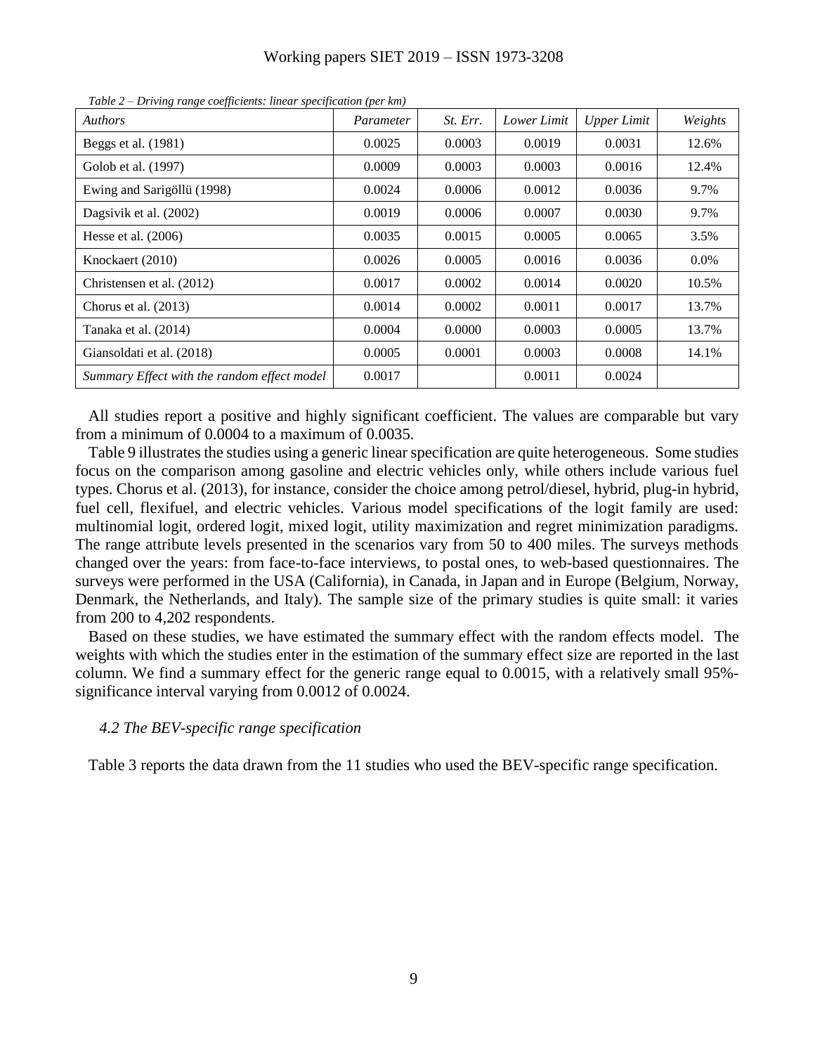*Table 2 – Driving range coefficients: linear specification (per km)*

| *Authors* | *Parameter* | *St. Err.* | *Lower Limit* | *Upper Limit* | *Weights* |
|---|---|---|---|---|---|
| Beggs et al. (1981) | 0.0025 | 0.0003 | 0.0019 | 0.0031 | 12.6% |
| Golob et al. (1997) | 0.0009 | 0.0003 | 0.0003 | 0.0016 | 12.4% |
| Ewing and Sarigöllü (1998) | 0.0024 | 0.0006 | 0.0012 | 0.0036 | 9.7% |
| Dagsivik et al. (2002) | 0.0019 | 0.0006 | 0.0007 | 0.0030 | 9.7% |
| Hesse et al. (2006) | 0.0035 | 0.0015 | 0.0005 | 0.0065 | 3.5% |
| Knockaert (2010) | 0.0026 | 0.0005 | 0.0016 | 0.0036 | 0.0% |
| Christensen et al. (2012) | 0.0017 | 0.0002 | 0.0014 | 0.0020 | 10.5% |
| Chorus et al. (2013) | 0.0014 | 0.0002 | 0.0011 | 0.0017 | 13.7% |
| Tanaka et al. (2014) | 0.0004 | 0.0000 | 0.0003 | 0.0005 | 13.7% |
| Giansoldati et al. (2018) | 0.0005 | 0.0001 | 0.0003 | 0.0008 | 14.1% |
| *Summary Effect with the random effect model* | 0.0017 | | 0.0011 | 0.0024 | |

All studies report a positive and highly significant coefficient. The values are comparable but vary from a minimum of 0.0004 to a maximum of 0.0035.

Table 9 illustrates the studies using a generic linear specification are quite heterogeneous. Some studies focus on the comparison among gasoline and electric vehicles only, while others include various fuel types. Chorus et al. (2013), for instance, consider the choice among petrol/diesel, hybrid, plug-in hybrid, fuel cell, flexifuel, and electric vehicles. Various model specifications of the logit family are used: multinomial logit, ordered logit, mixed logit, utility maximization and regret minimization paradigms. The range attribute levels presented in the scenarios vary from 50 to 400 miles. The surveys methods changed over the years: from face-to-face interviews, to postal ones, to web-based questionnaires. The surveys were performed in the USA (California), in Canada, in Japan and in Europe (Belgium, Norway, Denmark, the Netherlands, and Italy). The sample size of the primary studies is quite small: it varies from 200 to 4,202 respondents.

Based on these studies, we have estimated the summary effect with the random effects model. The weights with which the studies enter in the estimation of the summary effect size are reported in the last column. We find a summary effect for the generic range equal to 0.0015, with a relatively small 95%-significance interval varying from 0.0012 of 0.0024.

### *4.2 The BEV-specific range specification*

Table 3 reports the data drawn from the 11 studies who used the BEV-specific range specification.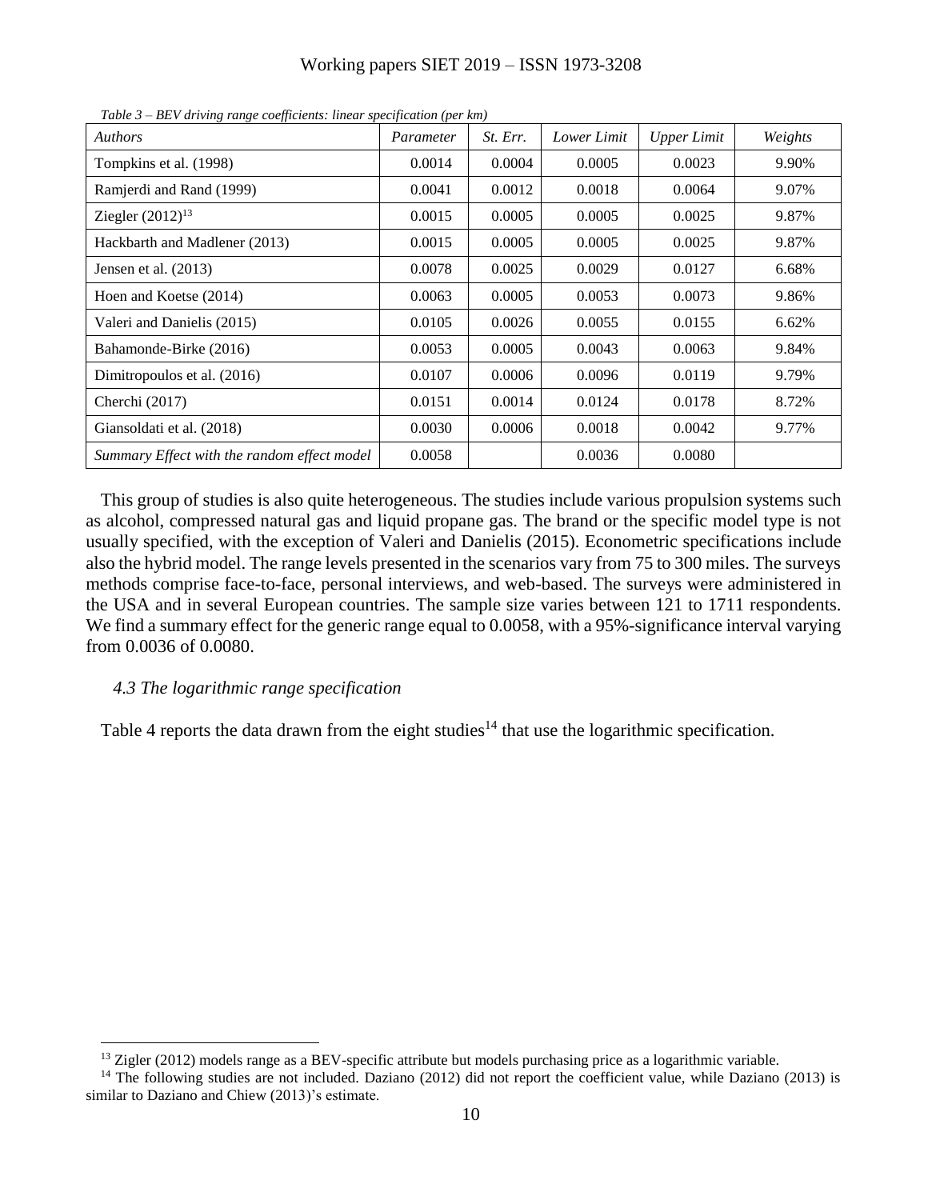*Table 3 – BEV driving range coefficients: linear specification (per km)*

| *Authors* | *Parameter* | *St. Err.* | *Lower Limit* | *Upper Limit* | *Weights* |
|---|---|---|---|---|---|
| Tompkins et al. (1998) | 0.0014 | 0.0004 | 0.0005 | 0.0023 | 9.90% |
| Ramjerdi and Rand (1999) | 0.0041 | 0.0012 | 0.0018 | 0.0064 | 9.07% |
| Ziegler (2012)[13] | 0.0015 | 0.0005 | 0.0005 | 0.0025 | 9.87% |
| Hackbarth and Madlener (2013) | 0.0015 | 0.0005 | 0.0005 | 0.0025 | 9.87% |
| Jensen et al. (2013) | 0.0078 | 0.0025 | 0.0029 | 0.0127 | 6.68% |
| Hoen and Koetse (2014) | 0.0063 | 0.0005 | 0.0053 | 0.0073 | 9.86% |
| Valeri and Danielis (2015) | 0.0105 | 0.0026 | 0.0055 | 0.0155 | 6.62% |
| Bahamonde-Birke (2016) | 0.0053 | 0.0005 | 0.0043 | 0.0063 | 9.84% |
| Dimitropoulos et al. (2016) | 0.0107 | 0.0006 | 0.0096 | 0.0119 | 9.79% |
| Cherchi (2017) | 0.0151 | 0.0014 | 0.0124 | 0.0178 | 8.72% |
| Giansoldati et al. (2018) | 0.0030 | 0.0006 | 0.0018 | 0.0042 | 9.77% |
| *Summary Effect with the random effect model* | 0.0058 | | 0.0036 | 0.0080 | |

This group of studies is also quite heterogeneous. The studies include various propulsion systems such as alcohol, compressed natural gas and liquid propane gas. The brand or the specific model type is not usually specified, with the exception of Valeri and Danielis (2015). Econometric specifications include also the hybrid model. The range levels presented in the scenarios vary from 75 to 300 miles. The surveys methods comprise face-to-face, personal interviews, and web-based. The surveys were administered in the USA and in several European countries. The sample size varies between 121 to 1711 respondents. We find a summary effect for the generic range equal to 0.0058, with a 95%-significance interval varying from 0.0036 of 0.0080.

### *4.3 The logarithmic range specification*

Table 4 reports the data drawn from the eight studies[14] that use the logarithmic specification.

[13] Zigler (2012) models range as a BEV-specific attribute but models purchasing price as a logarithmic variable.

[14] The following studies are not included. Daziano (2012) did not report the coefficient value, while Daziano (2013) is similar to Daziano and Chiew (2013)'s estimate.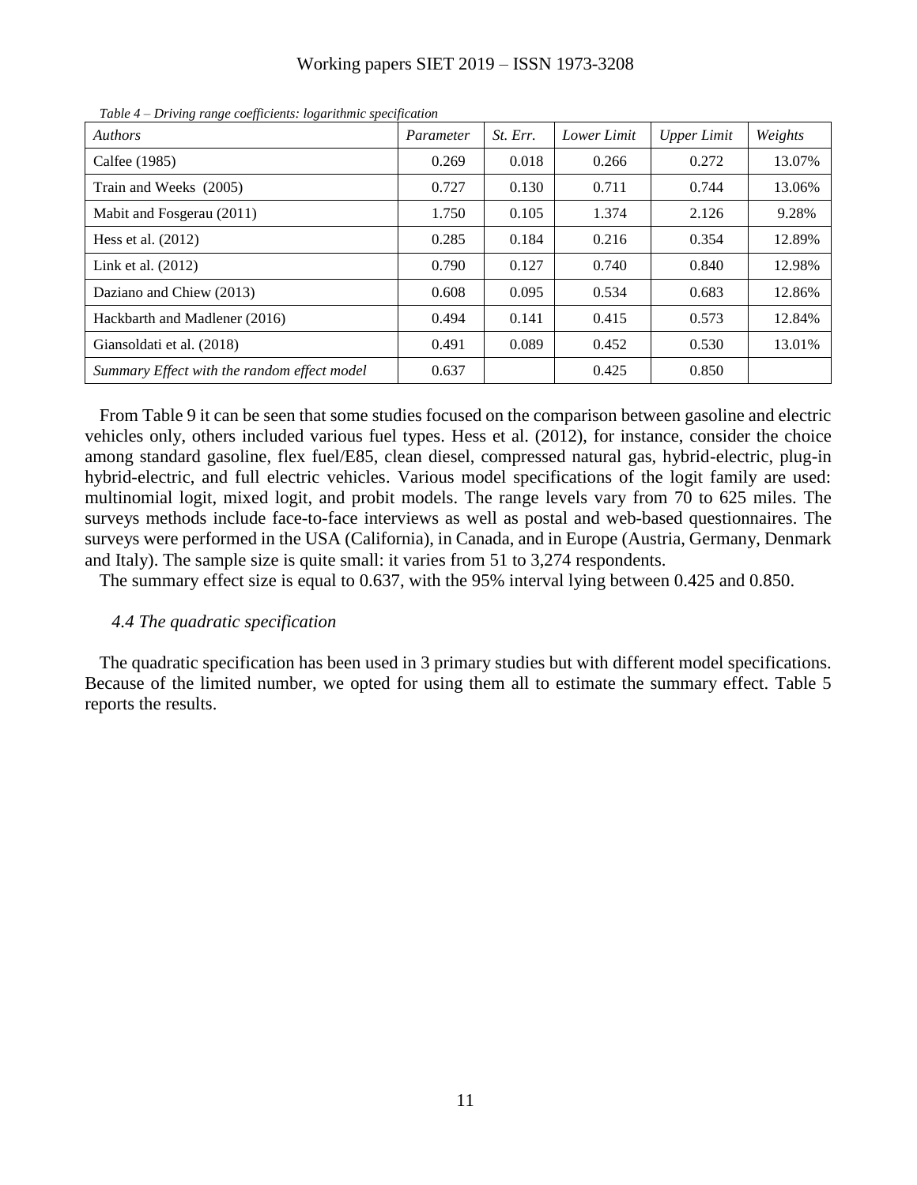*Table 4 – Driving range coefficients: logarithmic specification*

| *Authors* | *Parameter* | *St. Err.* | *Lower Limit* | *Upper Limit* | *Weights* |
|---|---|---|---|---|---|
| Calfee (1985) | 0.269 | 0.018 | 0.266 | 0.272 | 13.07% |
| Train and Weeks (2005) | 0.727 | 0.130 | 0.711 | 0.744 | 13.06% |
| Mabit and Fosgerau (2011) | 1.750 | 0.105 | 1.374 | 2.126 | 9.28% |
| Hess et al. (2012) | 0.285 | 0.184 | 0.216 | 0.354 | 12.89% |
| Link et al. (2012) | 0.790 | 0.127 | 0.740 | 0.840 | 12.98% |
| Daziano and Chiew (2013) | 0.608 | 0.095 | 0.534 | 0.683 | 12.86% |
| Hackbarth and Madlener (2016) | 0.494 | 0.141 | 0.415 | 0.573 | 12.84% |
| Giansoldati et al. (2018) | 0.491 | 0.089 | 0.452 | 0.530 | 13.01% |
| *Summary Effect with the random effect model* | 0.637 | | 0.425 | 0.850 | |

From Table 9 it can be seen that some studies focused on the comparison between gasoline and electric vehicles only, others included various fuel types. Hess et al. (2012), for instance, consider the choice among standard gasoline, flex fuel/E85, clean diesel, compressed natural gas, hybrid-electric, plug-in hybrid-electric, and full electric vehicles. Various model specifications of the logit family are used: multinomial logit, mixed logit, and probit models. The range levels vary from 70 to 625 miles. The surveys methods include face-to-face interviews as well as postal and web-based questionnaires. The surveys were performed in the USA (California), in Canada, and in Europe (Austria, Germany, Denmark and Italy). The sample size is quite small: it varies from 51 to 3,274 respondents.

The summary effect size is equal to 0.637, with the 95% interval lying between 0.425 and 0.850.

### *4.4 The quadratic specification*

The quadratic specification has been used in 3 primary studies but with different model specifications. Because of the limited number, we opted for using them all to estimate the summary effect. Table 5 reports the results.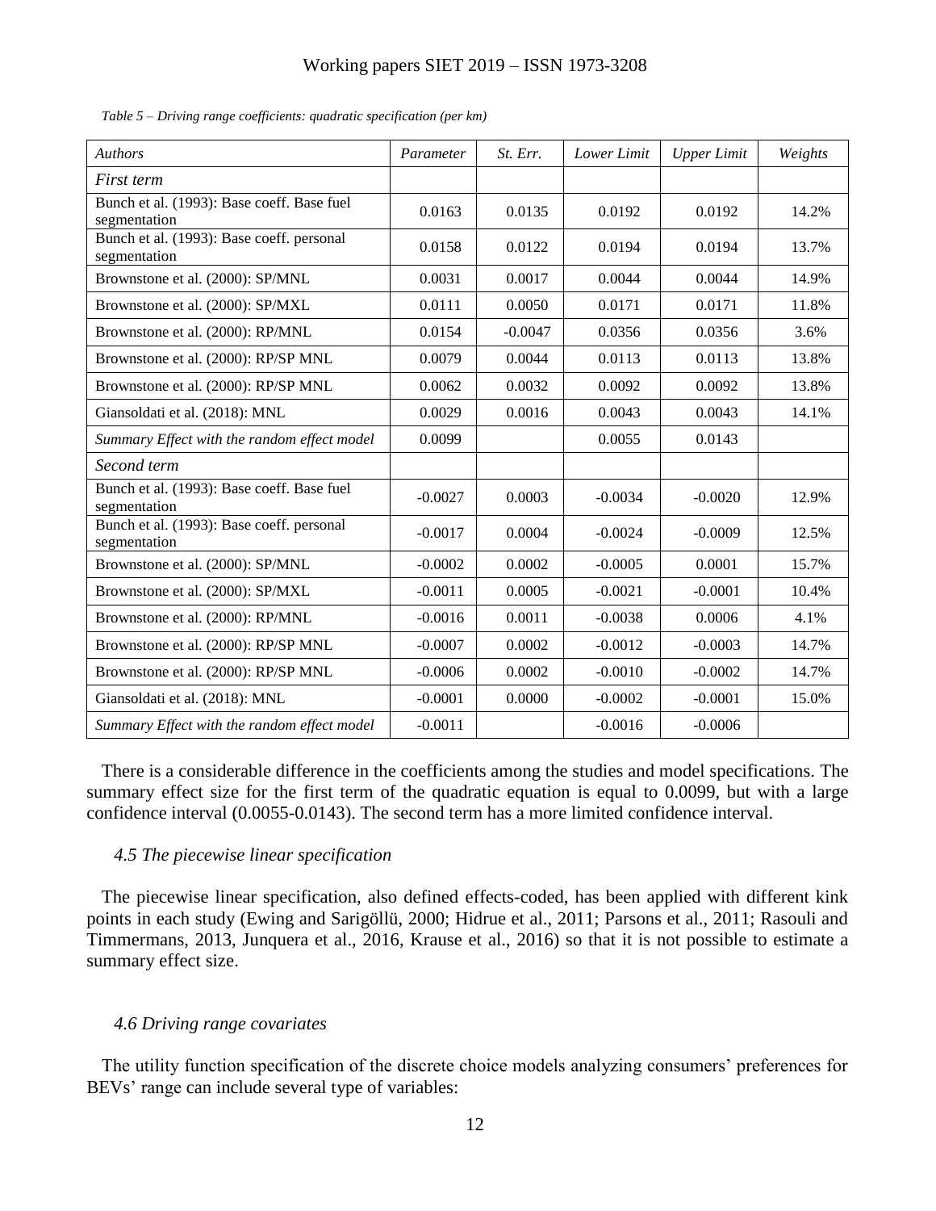*Table 5 – Driving range coefficients: quadratic specification (per km)*

| *Authors* | *Parameter* | *St. Err.* | *Lower Limit* | *Upper Limit* | *Weights* |
|---|---|---|---|---|---|
| *First term* | | | | | |
| Bunch et al. (1993): Base coeff. Base fuel segmentation | 0.0163 | 0.0135 | 0.0192 | 0.0192 | 14.2% |
| Bunch et al. (1993): Base coeff. personal segmentation | 0.0158 | 0.0122 | 0.0194 | 0.0194 | 13.7% |
| Brownstone et al. (2000): SP/MNL | 0.0031 | 0.0017 | 0.0044 | 0.0044 | 14.9% |
| Brownstone et al. (2000): SP/MXL | 0.0111 | 0.0050 | 0.0171 | 0.0171 | 11.8% |
| Brownstone et al. (2000): RP/MNL | 0.0154 | -0.0047 | 0.0356 | 0.0356 | 3.6% |
| Brownstone et al. (2000): RP/SP MNL | 0.0079 | 0.0044 | 0.0113 | 0.0113 | 13.8% |
| Brownstone et al. (2000): RP/SP MNL | 0.0062 | 0.0032 | 0.0092 | 0.0092 | 13.8% |
| Giansoldati et al. (2018): MNL | 0.0029 | 0.0016 | 0.0043 | 0.0043 | 14.1% |
| *Summary Effect with the random effect model* | 0.0099 | | 0.0055 | 0.0143 | |
| *Second term* | | | | | |
| Bunch et al. (1993): Base coeff. Base fuel segmentation | -0.0027 | 0.0003 | -0.0034 | -0.0020 | 12.9% |
| Bunch et al. (1993): Base coeff. personal segmentation | -0.0017 | 0.0004 | -0.0024 | -0.0009 | 12.5% |
| Brownstone et al. (2000): SP/MNL | -0.0002 | 0.0002 | -0.0005 | 0.0001 | 15.7% |
| Brownstone et al. (2000): SP/MXL | -0.0011 | 0.0005 | -0.0021 | -0.0001 | 10.4% |
| Brownstone et al. (2000): RP/MNL | -0.0016 | 0.0011 | -0.0038 | 0.0006 | 4.1% |
| Brownstone et al. (2000): RP/SP MNL | -0.0007 | 0.0002 | -0.0012 | -0.0003 | 14.7% |
| Brownstone et al. (2000): RP/SP MNL | -0.0006 | 0.0002 | -0.0010 | -0.0002 | 14.7% |
| Giansoldati et al. (2018): MNL | -0.0001 | 0.0000 | -0.0002 | -0.0001 | 15.0% |
| *Summary Effect with the random effect model* | -0.0011 | | -0.0016 | -0.0006 | |

There is a considerable difference in the coefficients among the studies and model specifications. The summary effect size for the first term of the quadratic equation is equal to 0.0099, but with a large confidence interval (0.0055-0.0143). The second term has a more limited confidence interval.

### *4.5 The piecewise linear specification*

The piecewise linear specification, also defined effects-coded, has been applied with different kink points in each study (Ewing and Sarigöllü, 2000; Hidrue et al., 2011; Parsons et al., 2011; Rasouli and Timmermans, 2013, Junquera et al., 2016, Krause et al., 2016) so that it is not possible to estimate a summary effect size.

### *4.6 Driving range covariates*

The utility function specification of the discrete choice models analyzing consumers' preferences for BEVs' range can include several type of variables: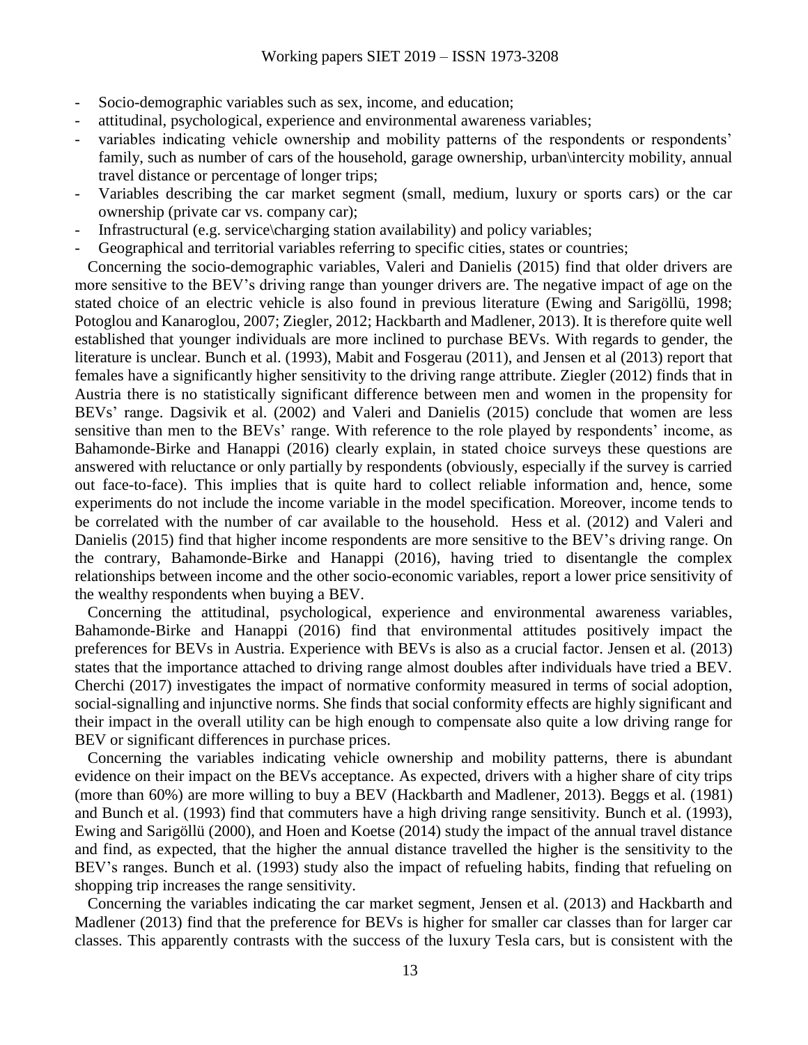- Socio-demographic variables such as sex, income, and education;
- attitudinal, psychological, experience and environmental awareness variables;
- variables indicating vehicle ownership and mobility patterns of the respondents or respondents' family, such as number of cars of the household, garage ownership, urban\intercity mobility, annual travel distance or percentage of longer trips;
- Variables describing the car market segment (small, medium, luxury or sports cars) or the car ownership (private car vs. company car);
- Infrastructural (e.g. service\charging station availability) and policy variables;
- Geographical and territorial variables referring to specific cities, states or countries;

Concerning the socio-demographic variables, Valeri and Danielis (2015) find that older drivers are more sensitive to the BEV's driving range than younger drivers are. The negative impact of age on the stated choice of an electric vehicle is also found in previous literature (Ewing and Sarigöllü, 1998; Potoglou and Kanaroglou, 2007; Ziegler, 2012; Hackbarth and Madlener, 2013). It is therefore quite well established that younger individuals are more inclined to purchase BEVs. With regards to gender, the literature is unclear. Bunch et al. (1993), Mabit and Fosgerau (2011), and Jensen et al (2013) report that females have a significantly higher sensitivity to the driving range attribute. Ziegler (2012) finds that in Austria there is no statistically significant difference between men and women in the propensity for BEVs' range. Dagsivik et al. (2002) and Valeri and Danielis (2015) conclude that women are less sensitive than men to the BEVs' range. With reference to the role played by respondents' income, as Bahamonde-Birke and Hanappi (2016) clearly explain, in stated choice surveys these questions are answered with reluctance or only partially by respondents (obviously, especially if the survey is carried out face-to-face). This implies that is quite hard to collect reliable information and, hence, some experiments do not include the income variable in the model specification. Moreover, income tends to be correlated with the number of car available to the household. Hess et al. (2012) and Valeri and Danielis (2015) find that higher income respondents are more sensitive to the BEV's driving range. On the contrary, Bahamonde-Birke and Hanappi (2016), having tried to disentangle the complex relationships between income and the other socio-economic variables, report a lower price sensitivity of the wealthy respondents when buying a BEV.

Concerning the attitudinal, psychological, experience and environmental awareness variables, Bahamonde-Birke and Hanappi (2016) find that environmental attitudes positively impact the preferences for BEVs in Austria. Experience with BEVs is also as a crucial factor. Jensen et al. (2013) states that the importance attached to driving range almost doubles after individuals have tried a BEV. Cherchi (2017) investigates the impact of normative conformity measured in terms of social adoption, social-signalling and injunctive norms. She finds that social conformity effects are highly significant and their impact in the overall utility can be high enough to compensate also quite a low driving range for BEV or significant differences in purchase prices.

Concerning the variables indicating vehicle ownership and mobility patterns, there is abundant evidence on their impact on the BEVs acceptance. As expected, drivers with a higher share of city trips (more than 60%) are more willing to buy a BEV (Hackbarth and Madlener, 2013). Beggs et al. (1981) and Bunch et al. (1993) find that commuters have a high driving range sensitivity. Bunch et al. (1993), Ewing and Sarigöllü (2000), and Hoen and Koetse (2014) study the impact of the annual travel distance and find, as expected, that the higher the annual distance travelled the higher is the sensitivity to the BEV's ranges. Bunch et al. (1993) study also the impact of refueling habits, finding that refueling on shopping trip increases the range sensitivity.

Concerning the variables indicating the car market segment, Jensen et al. (2013) and Hackbarth and Madlener (2013) find that the preference for BEVs is higher for smaller car classes than for larger car classes. This apparently contrasts with the success of the luxury Tesla cars, but is consistent with the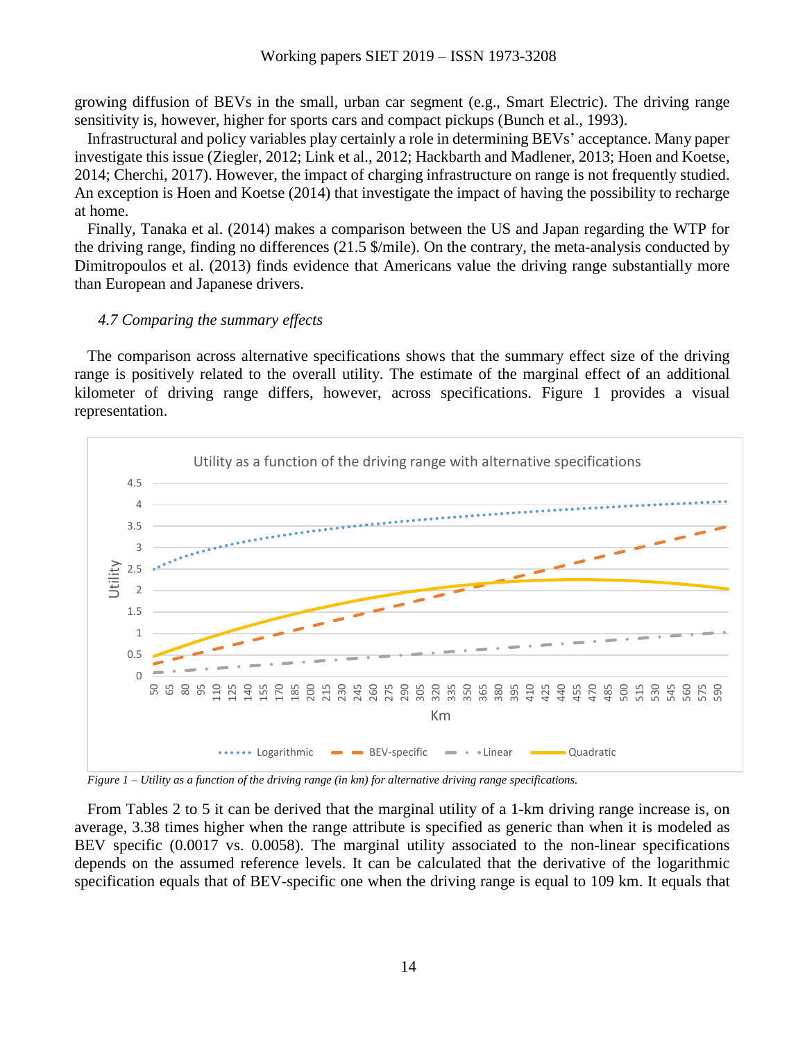growing diffusion of BEVs in the small, urban car segment (e.g., Smart Electric). The driving range sensitivity is, however, higher for sports cars and compact pickups (Bunch et al., 1993).

Infrastructural and policy variables play certainly a role in determining BEVs' acceptance. Many paper investigate this issue (Ziegler, 2012; Link et al., 2012; Hackbarth and Madlener, 2013; Hoen and Koetse, 2014; Cherchi, 2017). However, the impact of charging infrastructure on range is not frequently studied. An exception is Hoen and Koetse (2014) that investigate the impact of having the possibility to recharge at home.

Finally, Tanaka et al. (2014) makes a comparison between the US and Japan regarding the WTP for the driving range, finding no differences (21.5 $/mile). On the contrary, the meta-analysis conducted by Dimitropoulos et al. (2013) finds evidence that Americans value the driving range substantially more than European and Japanese drivers.

### *4.7 Comparing the summary effects*

The comparison across alternative specifications shows that the summary effect size of the driving range is positively related to the overall utility. The estimate of the marginal effect of an additional kilometer of driving range differs, however, across specifications. Figure 1 provides a visual representation.

*Figure 1 – Utility as a function of the driving range (in km) for alternative driving range specifications.*

From Tables 2 to 5 it can be derived that the marginal utility of a 1-km driving range increase is, on average, 3.38 times higher when the range attribute is specified as generic than when it is modeled as BEV specific (0.0017 vs. 0.0058). The marginal utility associated to the non-linear specifications depends on the assumed reference levels. It can be calculated that the derivative of the logarithmic specification equals that of BEV-specific one when the driving range is equal to 109 km. It equals that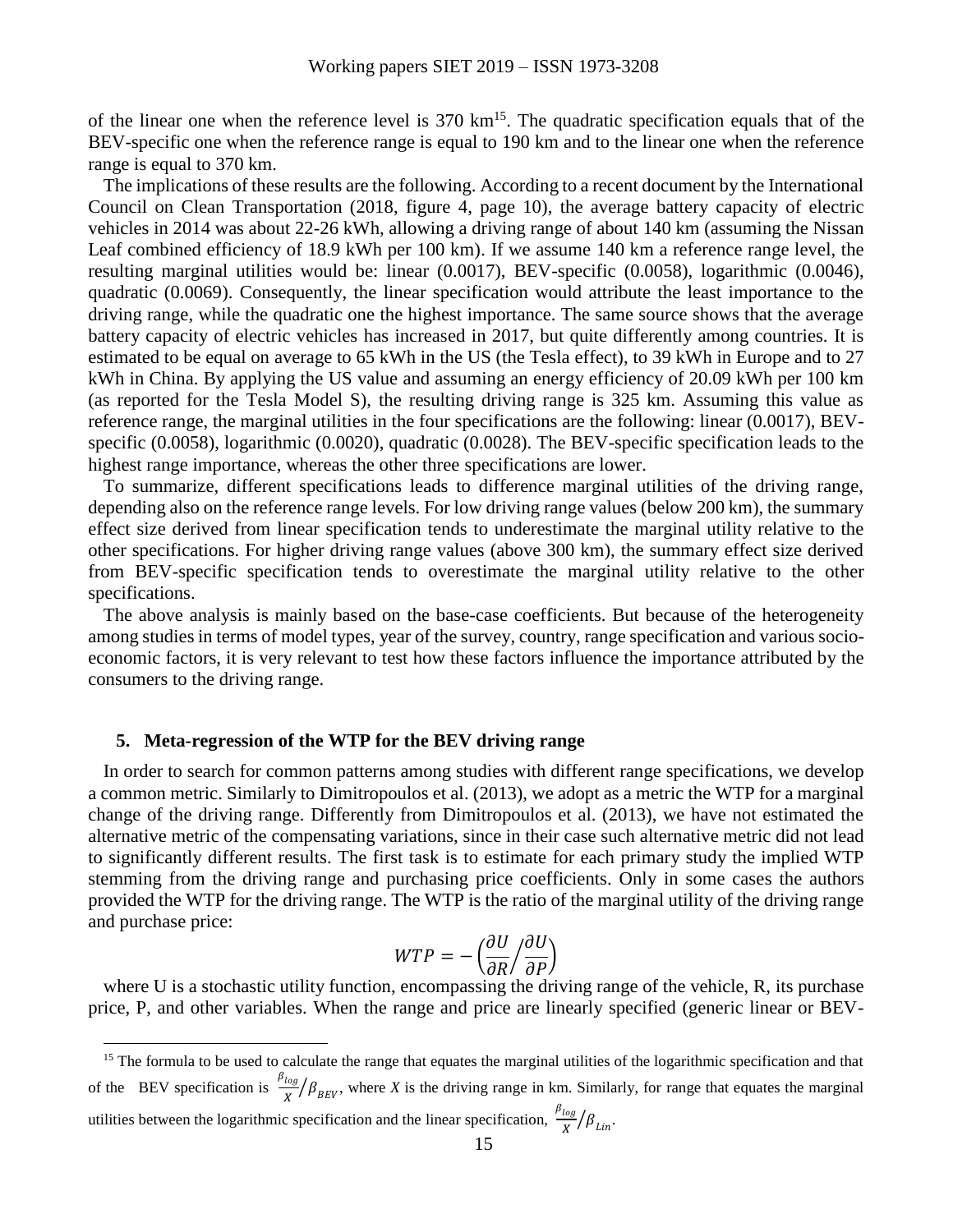of the linear one when the reference level is 370 km[15]. The quadratic specification equals that of the BEV-specific one when the reference range is equal to 190 km and to the linear one when the reference range is equal to 370 km.

The implications of these results are the following. According to a recent document by the International Council on Clean Transportation (2018, figure 4, page 10), the average battery capacity of electric vehicles in 2014 was about 22-26 kWh, allowing a driving range of about 140 km (assuming the Nissan Leaf combined efficiency of 18.9 kWh per 100 km). If we assume 140 km a reference range level, the resulting marginal utilities would be: linear (0.0017), BEV-specific (0.0058), logarithmic (0.0046), quadratic (0.0069). Consequently, the linear specification would attribute the least importance to the driving range, while the quadratic one the highest importance. The same source shows that the average battery capacity of electric vehicles has increased in 2017, but quite differently among countries. It is estimated to be equal on average to 65 kWh in the US (the Tesla effect), to 39 kWh in Europe and to 27 kWh in China. By applying the US value and assuming an energy efficiency of 20.09 kWh per 100 km (as reported for the Tesla Model S), the resulting driving range is 325 km. Assuming this value as reference range, the marginal utilities in the four specifications are the following: linear (0.0017), BEV-specific (0.0058), logarithmic (0.0020), quadratic (0.0028). The BEV-specific specification leads to the highest range importance, whereas the other three specifications are lower.

To summarize, different specifications leads to difference marginal utilities of the driving range, depending also on the reference range levels. For low driving range values (below 200 km), the summary effect size derived from linear specification tends to underestimate the marginal utility relative to the other specifications. For higher driving range values (above 300 km), the summary effect size derived from BEV-specific specification tends to overestimate the marginal utility relative to the other specifications.

The above analysis is mainly based on the base-case coefficients. But because of the heterogeneity among studies in terms of model types, year of the survey, country, range specification and various socio-economic factors, it is very relevant to test how these factors influence the importance attributed by the consumers to the driving range.

## 5. Meta-regression of the WTP for the BEV driving range

In order to search for common patterns among studies with different range specifications, we develop a common metric. Similarly to Dimitropoulos et al. (2013), we adopt as a metric the WTP for a marginal change of the driving range. Differently from Dimitropoulos et al. (2013), we have not estimated the alternative metric of the compensating variations, since in their case such alternative metric did not lead to significantly different results. The first task is to estimate for each primary study the implied WTP stemming from the driving range and purchasing price coefficients. Only in some cases the authors provided the WTP for the driving range. The WTP is the ratio of the marginal utility of the driving range and purchase price:

$$WTP = -\left(\frac{\partial U}{\partial R}\Big/\frac{\partial U}{\partial P}\right)$$

where U is a stochastic utility function, encompassing the driving range of the vehicle, R, its purchase price, P, and other variables. When the range and price are linearly specified (generic linear or BEV-

---

[15] The formula to be used to calculate the range that equates the marginal utilities of the logarithmic specification and that of the BEV specification is $\frac{\beta_{log}}{X}\Big/\beta_{BEV}$, where $X$ is the driving range in km. Similarly, for range that equates the marginal utilities between the logarithmic specification and the linear specification, $\frac{\beta_{log}}{X}\Big/\beta_{Lin}$.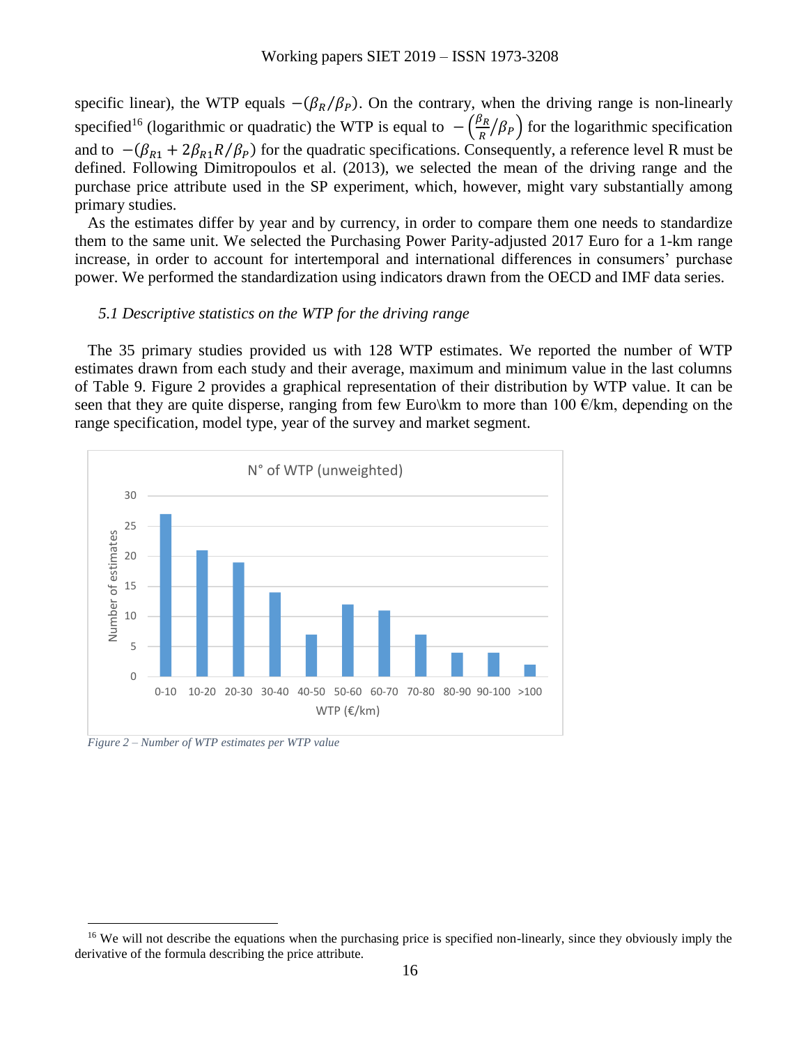specific linear), the WTP equals $-(\beta_R/\beta_P)$. On the contrary, when the driving range is non-linearly specified[16] (logarithmic or quadratic) the WTP is equal to $-\left(\frac{\beta_R}{R}/\beta_P\right)$ for the logarithmic specification and to $-(\beta_{R1} + 2\beta_{R1}R/\beta_P)$ for the quadratic specifications. Consequently, a reference level R must be defined. Following Dimitropoulos et al. (2013), we selected the mean of the driving range and the purchase price attribute used in the SP experiment, which, however, might vary substantially among primary studies.

As the estimates differ by year and by currency, in order to compare them one needs to standardize them to the same unit. We selected the Purchasing Power Parity-adjusted 2017 Euro for a 1-km range increase, in order to account for intertemporal and international differences in consumers' purchase power. We performed the standardization using indicators drawn from the OECD and IMF data series.

### *5.1 Descriptive statistics on the WTP for the driving range*

The 35 primary studies provided us with 128 WTP estimates. We reported the number of WTP estimates drawn from each study and their average, maximum and minimum value in the last columns of Table 9. Figure 2 provides a graphical representation of their distribution by WTP value. It can be seen that they are quite disperse, ranging from few Euro\km to more than 100 €/km, depending on the range specification, model type, year of the survey and market segment.

N° of WTP (unweighted)

| WTP (€/km) | Number of estimates |
|---|---|
| 0-10 | 27 |
| 10-20 | 21 |
| 20-30 | 19 |
| 30-40 | 14 |
| 40-50 | 7 |
| 50-60 | 12 |
| 60-70 | 11 |
| 70-80 | 7 |
| 80-90 | 4 |
| 90-100 | 4 |
| >100 | 2 |

*Figure 2 – Number of WTP estimates per WTP value*

[16] We will not describe the equations when the purchasing price is specified non-linearly, since they obviously imply the derivative of the formula describing the price attribute.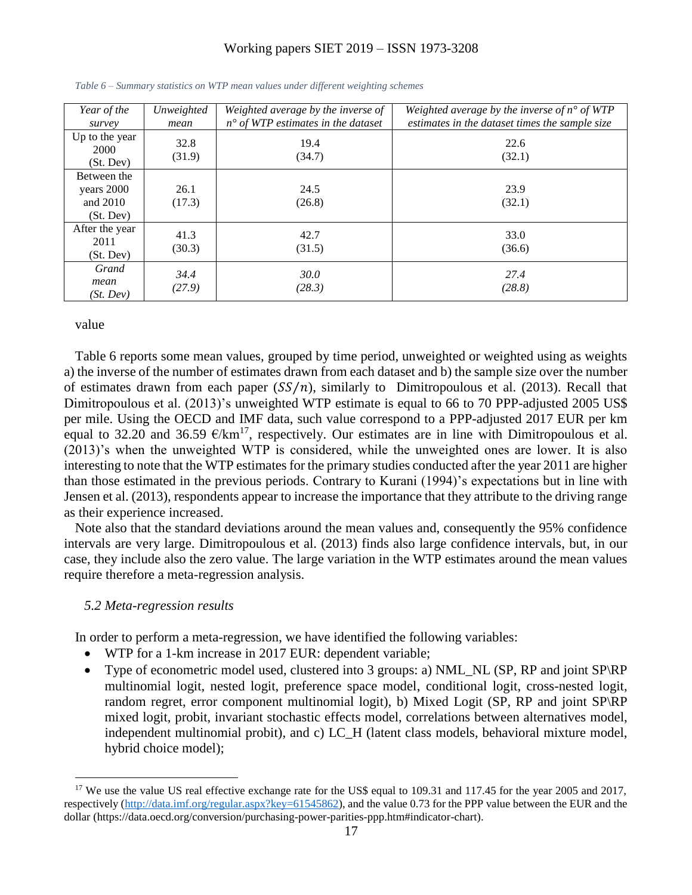*Table 6 – Summary statistics on WTP mean values under different weighting schemes*

| *Year of the survey* | *Unweighted mean* | *Weighted average by the inverse of n° of WTP estimates in the dataset* | *Weighted average by the inverse of n° of WTP estimates in the dataset times the sample size* |
|---|---|---|---|
| Up to the year 2000 (St. Dev) | 32.8 (31.9) | 19.4 (34.7) | 22.6 (32.1) |
| Between the years 2000 and 2010 (St. Dev) | 26.1 (17.3) | 24.5 (26.8) | 23.9 (32.1) |
| After the year 2011 (St. Dev) | 41.3 (30.3) | 42.7 (31.5) | 33.0 (36.6) |
| *Grand mean (St. Dev)* | *34.4 (27.9)* | *30.0 (28.3)* | *27.4 (28.8)* |

value

Table 6 reports some mean values, grouped by time period, unweighted or weighted using as weights a) the inverse of the number of estimates drawn from each dataset and b) the sample size over the number of estimates drawn from each paper ($SS/n$), similarly to Dimitropoulous et al. (2013). Recall that Dimitropoulous et al. (2013)'s unweighted WTP estimate is equal to 66 to 70 PPP-adjusted 2005 US$ per mile. Using the OECD and IMF data, such value correspond to a PPP-adjusted 2017 EUR per km equal to 32.20 and 36.59 €/km[17], respectively. Our estimates are in line with Dimitropoulous et al. (2013)'s when the unweighted WTP is considered, while the unweighted ones are lower. It is also interesting to note that the WTP estimates for the primary studies conducted after the year 2011 are higher than those estimated in the previous periods. Contrary to Kurani (1994)'s expectations but in line with Jensen et al. (2013), respondents appear to increase the importance that they attribute to the driving range as their experience increased.

Note also that the standard deviations around the mean values and, consequently the 95% confidence intervals are very large. Dimitropoulous et al. (2013) finds also large confidence intervals, but, in our case, they include also the zero value. The large variation in the WTP estimates around the mean values require therefore a meta-regression analysis.

### *5.2 Meta-regression results*

In order to perform a meta-regression, we have identified the following variables:

- WTP for a 1-km increase in 2017 EUR: dependent variable;
- Type of econometric model used, clustered into 3 groups: a) NML_NL (SP, RP and joint SP\RP multinomial logit, nested logit, preference space model, conditional logit, cross-nested logit, random regret, error component multinomial logit), b) Mixed Logit (SP, RP and joint SP\RP mixed logit, probit, invariant stochastic effects model, correlations between alternatives model, independent multinomial probit), and c) LC_H (latent class models, behavioral mixture model, hybrid choice model);

[17] We use the value US real effective exchange rate for the US$ equal to 109.31 and 117.45 for the year 2005 and 2017, respectively (http://data.imf.org/regular.aspx?key=61545862), and the value 0.73 for the PPP value between the EUR and the dollar (https://data.oecd.org/conversion/purchasing-power-parities-ppp.htm#indicator-chart).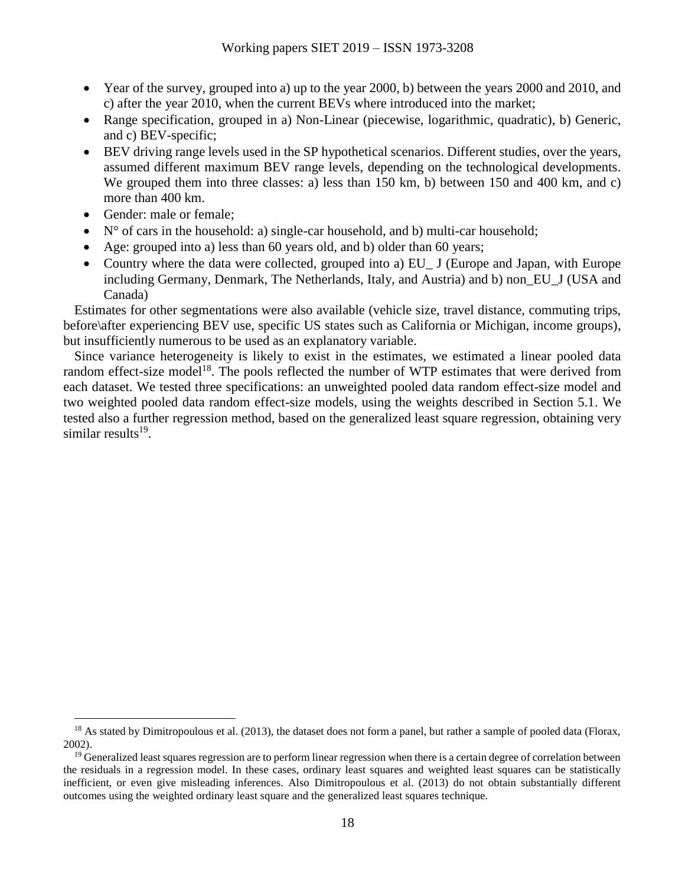- Year of the survey, grouped into a) up to the year 2000, b) between the years 2000 and 2010, and c) after the year 2010, when the current BEVs where introduced into the market;
- Range specification, grouped in a) Non-Linear (piecewise, logarithmic, quadratic), b) Generic, and c) BEV-specific;
- BEV driving range levels used in the SP hypothetical scenarios. Different studies, over the years, assumed different maximum BEV range levels, depending on the technological developments. We grouped them into three classes: a) less than 150 km, b) between 150 and 400 km, and c) more than 400 km.
- Gender: male or female;
- N° of cars in the household: a) single-car household, and b) multi-car household;
- Age: grouped into a) less than 60 years old, and b) older than 60 years;
- Country where the data were collected, grouped into a) EU_ J (Europe and Japan, with Europe including Germany, Denmark, The Netherlands, Italy, and Austria) and b) non_EU_J (USA and Canada)

Estimates for other segmentations were also available (vehicle size, travel distance, commuting trips, before\after experiencing BEV use, specific US states such as California or Michigan, income groups), but insufficiently numerous to be used as an explanatory variable.

Since variance heterogeneity is likely to exist in the estimates, we estimated a linear pooled data random effect-size model[18]. The pools reflected the number of WTP estimates that were derived from each dataset. We tested three specifications: an unweighted pooled data random effect-size model and two weighted pooled data random effect-size models, using the weights described in Section 5.1. We tested also a further regression method, based on the generalized least square regression, obtaining very similar results[19].

---

[18] As stated by Dimitropoulous et al. (2013), the dataset does not form a panel, but rather a sample of pooled data (Florax, 2002).

[19] Generalized least squares regression are to perform linear regression when there is a certain degree of correlation between the residuals in a regression model. In these cases, ordinary least squares and weighted least squares can be statistically inefficient, or even give misleading inferences. Also Dimitropoulous et al. (2013) do not obtain substantially different outcomes using the weighted ordinary least square and the generalized least squares technique.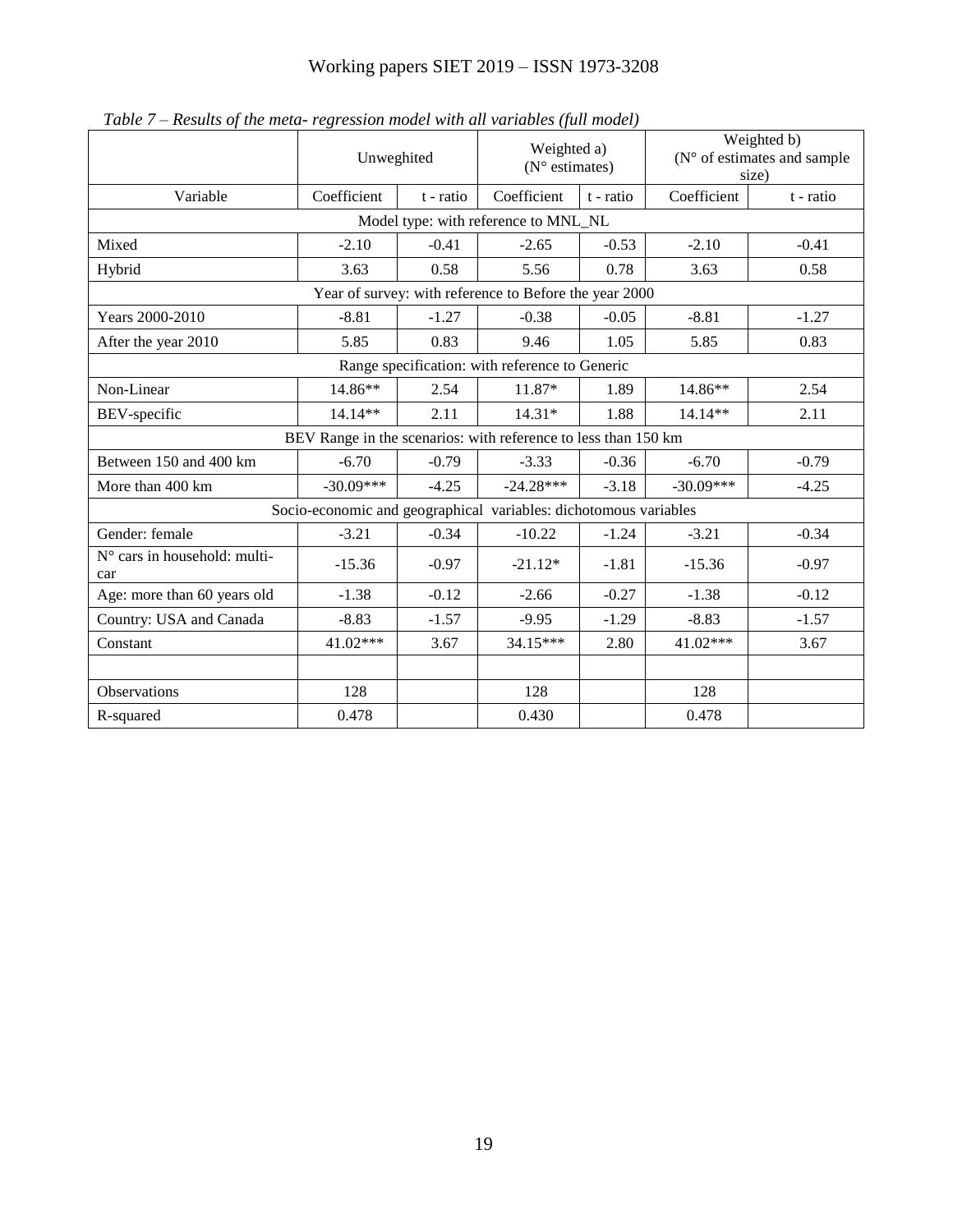*Table 7 – Results of the meta- regression model with all variables (full model)*

| | Unweghited | | Weighted a) (N° estimates) | | Weighted b) (N° of estimates and sample size) | |
|---|---|---|---|---|---|---|
| Variable | Coefficient | t - ratio | Coefficient | t - ratio | Coefficient | t - ratio |
| Model type: with reference to MNL_NL | | | | | | |
| Mixed | -2.10 | -0.41 | -2.65 | -0.53 | -2.10 | -0.41 |
| Hybrid | 3.63 | 0.58 | 5.56 | 0.78 | 3.63 | 0.58 |
| Year of survey: with reference to Before the year 2000 | | | | | | |
| Years 2000-2010 | -8.81 | -1.27 | -0.38 | -0.05 | -8.81 | -1.27 |
| After the year 2010 | 5.85 | 0.83 | 9.46 | 1.05 | 5.85 | 0.83 |
| Range specification: with reference to Generic | | | | | | |
| Non-Linear | 14.86** | 2.54 | 11.87* | 1.89 | 14.86** | 2.54 |
| BEV-specific | 14.14** | 2.11 | 14.31* | 1.88 | 14.14** | 2.11 |
| BEV Range in the scenarios: with reference to less than 150 km | | | | | | |
| Between 150 and 400 km | -6.70 | -0.79 | -3.33 | -0.36 | -6.70 | -0.79 |
| More than 400 km | -30.09*** | -4.25 | -24.28*** | -3.18 | -30.09*** | -4.25 |
| Socio-economic and geographical variables: dichotomous variables | | | | | | |
| Gender: female | -3.21 | -0.34 | -10.22 | -1.24 | -3.21 | -0.34 |
| N° cars in household: multi-car | -15.36 | -0.97 | -21.12* | -1.81 | -15.36 | -0.97 |
| Age: more than 60 years old | -1.38 | -0.12 | -2.66 | -0.27 | -1.38 | -0.12 |
| Country: USA and Canada | -8.83 | -1.57 | -9.95 | -1.29 | -8.83 | -1.57 |
| Constant | 41.02*** | 3.67 | 34.15*** | 2.80 | 41.02*** | 3.67 |
| | | | | | | |
| Observations | 128 | | 128 | | 128 | |
| R-squared | 0.478 | | 0.430 | | 0.478 | |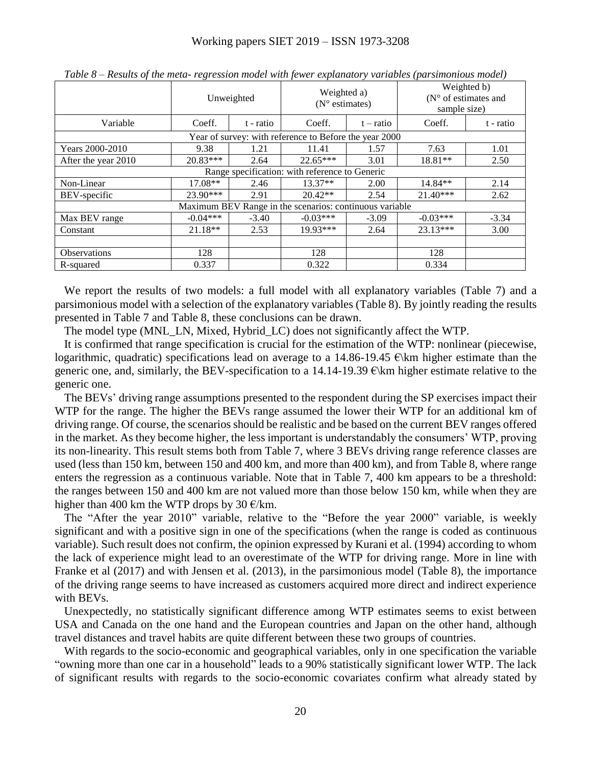*Table 8 – Results of the meta- regression model with fewer explanatory variables (parsimonious model)*

| | Unweighted | | Weighted a) (N° estimates) | | Weighted b) (N° of estimates and sample size) | |
|---|---|---|---|---|---|---|
| Variable | Coeff. | t - ratio | Coeff. | t – ratio | Coeff. | t - ratio |
| Year of survey: with reference to Before the year 2000 | | | | | | |
| Years 2000-2010 | 9.38 | 1.21 | 11.41 | 1.57 | 7.63 | 1.01 |
| After the year 2010 | 20.83*** | 2.64 | 22.65*** | 3.01 | 18.81** | 2.50 |
| Range specification: with reference to Generic | | | | | | |
| Non-Linear | 17.08** | 2.46 | 13.37** | 2.00 | 14.84** | 2.14 |
| BEV-specific | 23.90*** | 2.91 | 20.42** | 2.54 | 21.40*** | 2.62 |
| Maximum BEV Range in the scenarios: continuous variable | | | | | | |
| Max BEV range | -0.04*** | -3.40 | -0.03*** | -3.09 | -0.03*** | -3.34 |
| Constant | 21.18** | 2.53 | 19.93*** | 2.64 | 23.13*** | 3.00 |
| | | | | | | |
| Observations | 128 | | 128 | | 128 | |
| R-squared | 0.337 | | 0.322 | | 0.334 | |

We report the results of two models: a full model with all explanatory variables (Table 7) and a parsimonious model with a selection of the explanatory variables (Table 8). By jointly reading the results presented in Table 7 and Table 8, these conclusions can be drawn.

The model type (MNL_LN, Mixed, Hybrid_LC) does not significantly affect the WTP.

It is confirmed that range specification is crucial for the estimation of the WTP: nonlinear (piecewise, logarithmic, quadratic) specifications lead on average to a 14.86-19.45 €\km higher estimate than the generic one, and, similarly, the BEV-specification to a 14.14-19.39 €\km higher estimate relative to the generic one.

The BEVs' driving range assumptions presented to the respondent during the SP exercises impact their WTP for the range. The higher the BEVs range assumed the lower their WTP for an additional km of driving range. Of course, the scenarios should be realistic and be based on the current BEV ranges offered in the market. As they become higher, the less important is understandably the consumers' WTP, proving its non-linearity. This result stems both from Table 7, where 3 BEVs driving range reference classes are used (less than 150 km, between 150 and 400 km, and more than 400 km), and from Table 8, where range enters the regression as a continuous variable. Note that in Table 7, 400 km appears to be a threshold: the ranges between 150 and 400 km are not valued more than those below 150 km, while when they are higher than 400 km the WTP drops by 30 €/km.

The "After the year 2010" variable, relative to the "Before the year 2000" variable, is weekly significant and with a positive sign in one of the specifications (when the range is coded as continuous variable). Such result does not confirm, the opinion expressed by Kurani et al. (1994) according to whom the lack of experience might lead to an overestimate of the WTP for driving range. More in line with Franke et al (2017) and with Jensen et al. (2013), in the parsimonious model (Table 8), the importance of the driving range seems to have increased as customers acquired more direct and indirect experience with BEVs.

Unexpectedly, no statistically significant difference among WTP estimates seems to exist between USA and Canada on the one hand and the European countries and Japan on the other hand, although travel distances and travel habits are quite different between these two groups of countries.

With regards to the socio-economic and geographical variables, only in one specification the variable "owning more than one car in a household" leads to a 90% statistically significant lower WTP. The lack of significant results with regards to the socio-economic covariates confirm what already stated by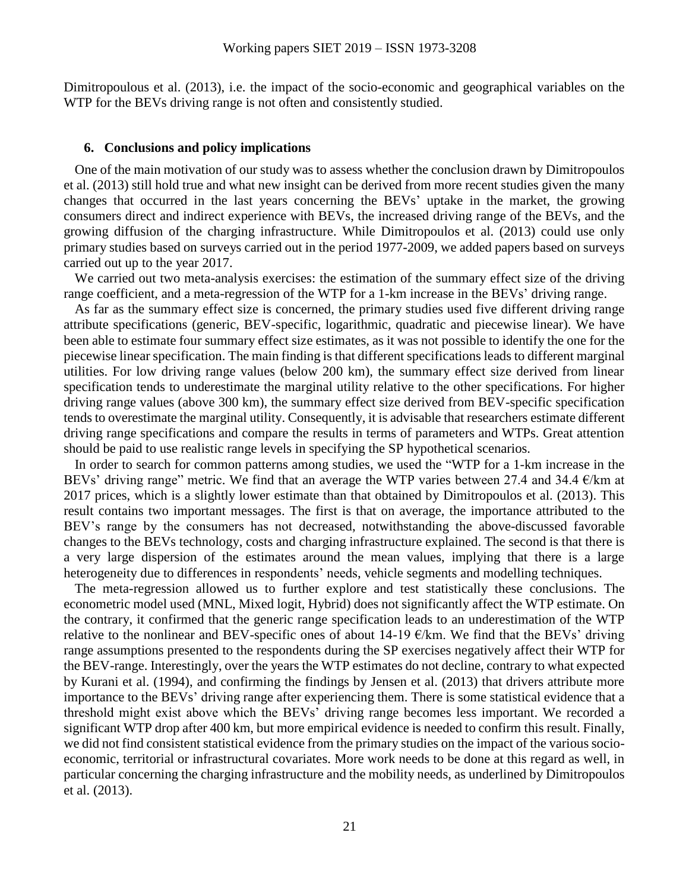Dimitropoulous et al. (2013), i.e. the impact of the socio-economic and geographical variables on the WTP for the BEVs driving range is not often and consistently studied.

## 6. Conclusions and policy implications

One of the main motivation of our study was to assess whether the conclusion drawn by Dimitropoulos et al. (2013) still hold true and what new insight can be derived from more recent studies given the many changes that occurred in the last years concerning the BEVs' uptake in the market, the growing consumers direct and indirect experience with BEVs, the increased driving range of the BEVs, and the growing diffusion of the charging infrastructure. While Dimitropoulos et al. (2013) could use only primary studies based on surveys carried out in the period 1977-2009, we added papers based on surveys carried out up to the year 2017.

We carried out two meta-analysis exercises: the estimation of the summary effect size of the driving range coefficient, and a meta-regression of the WTP for a 1-km increase in the BEVs' driving range.

As far as the summary effect size is concerned, the primary studies used five different driving range attribute specifications (generic, BEV-specific, logarithmic, quadratic and piecewise linear). We have been able to estimate four summary effect size estimates, as it was not possible to identify the one for the piecewise linear specification. The main finding is that different specifications leads to different marginal utilities. For low driving range values (below 200 km), the summary effect size derived from linear specification tends to underestimate the marginal utility relative to the other specifications. For higher driving range values (above 300 km), the summary effect size derived from BEV-specific specification tends to overestimate the marginal utility. Consequently, it is advisable that researchers estimate different driving range specifications and compare the results in terms of parameters and WTPs. Great attention should be paid to use realistic range levels in specifying the SP hypothetical scenarios.

In order to search for common patterns among studies, we used the "WTP for a 1-km increase in the BEVs' driving range" metric. We find that an average the WTP varies between 27.4 and 34.4 €/km at 2017 prices, which is a slightly lower estimate than that obtained by Dimitropoulos et al. (2013). This result contains two important messages. The first is that on average, the importance attributed to the BEV's range by the consumers has not decreased, notwithstanding the above-discussed favorable changes to the BEVs technology, costs and charging infrastructure explained. The second is that there is a very large dispersion of the estimates around the mean values, implying that there is a large heterogeneity due to differences in respondents' needs, vehicle segments and modelling techniques.

The meta-regression allowed us to further explore and test statistically these conclusions. The econometric model used (MNL, Mixed logit, Hybrid) does not significantly affect the WTP estimate. On the contrary, it confirmed that the generic range specification leads to an underestimation of the WTP relative to the nonlinear and BEV-specific ones of about 14-19 €/km. We find that the BEVs' driving range assumptions presented to the respondents during the SP exercises negatively affect their WTP for the BEV-range. Interestingly, over the years the WTP estimates do not decline, contrary to what expected by Kurani et al. (1994), and confirming the findings by Jensen et al. (2013) that drivers attribute more importance to the BEVs' driving range after experiencing them. There is some statistical evidence that a threshold might exist above which the BEVs' driving range becomes less important. We recorded a significant WTP drop after 400 km, but more empirical evidence is needed to confirm this result. Finally, we did not find consistent statistical evidence from the primary studies on the impact of the various socio-economic, territorial or infrastructural covariates. More work needs to be done at this regard as well, in particular concerning the charging infrastructure and the mobility needs, as underlined by Dimitropoulos et al. (2013).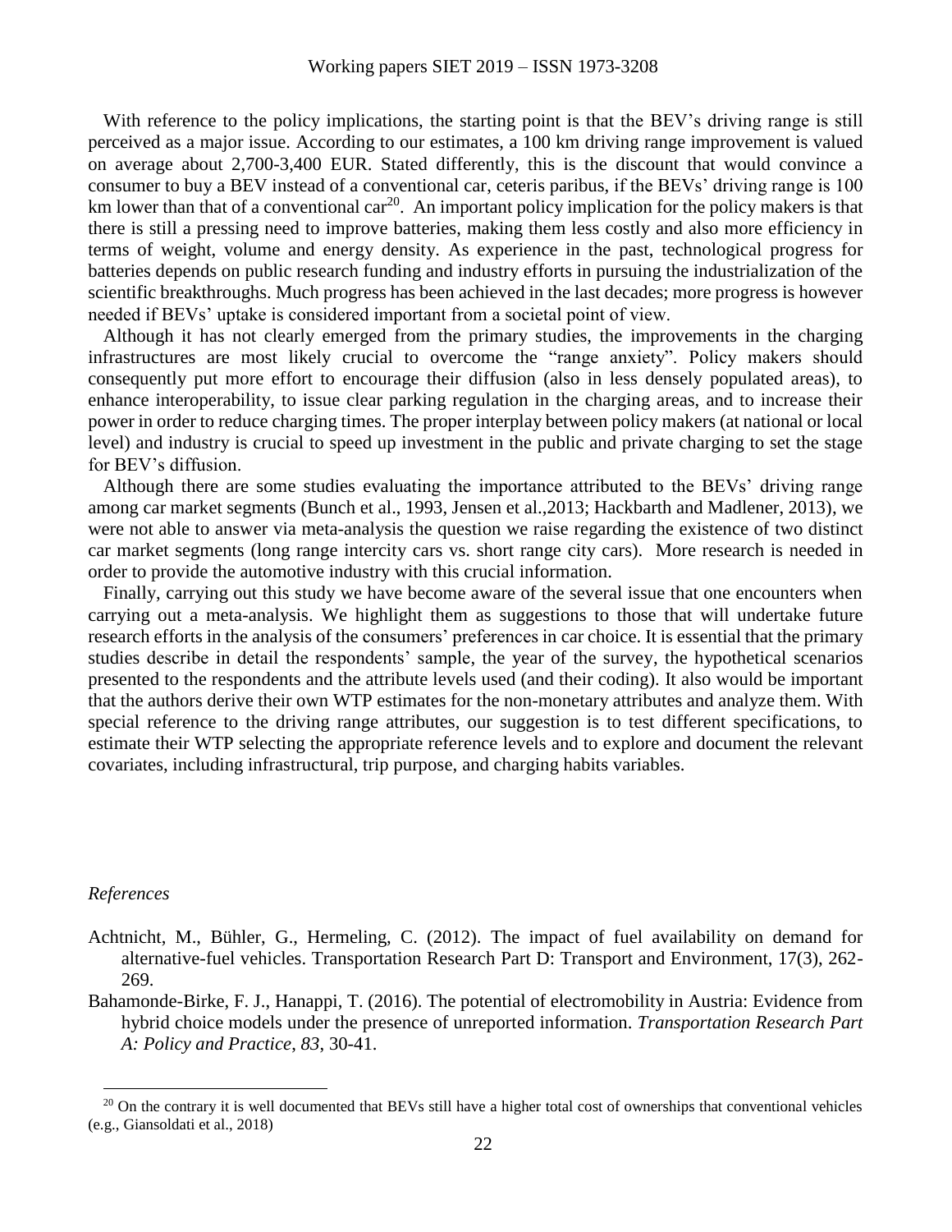With reference to the policy implications, the starting point is that the BEV's driving range is still perceived as a major issue. According to our estimates, a 100 km driving range improvement is valued on average about 2,700-3,400 EUR. Stated differently, this is the discount that would convince a consumer to buy a BEV instead of a conventional car, ceteris paribus, if the BEVs' driving range is 100 km lower than that of a conventional car[20]. An important policy implication for the policy makers is that there is still a pressing need to improve batteries, making them less costly and also more efficiency in terms of weight, volume and energy density. As experience in the past, technological progress for batteries depends on public research funding and industry efforts in pursuing the industrialization of the scientific breakthroughs. Much progress has been achieved in the last decades; more progress is however needed if BEVs' uptake is considered important from a societal point of view.

Although it has not clearly emerged from the primary studies, the improvements in the charging infrastructures are most likely crucial to overcome the "range anxiety". Policy makers should consequently put more effort to encourage their diffusion (also in less densely populated areas), to enhance interoperability, to issue clear parking regulation in the charging areas, and to increase their power in order to reduce charging times. The proper interplay between policy makers (at national or local level) and industry is crucial to speed up investment in the public and private charging to set the stage for BEV's diffusion.

Although there are some studies evaluating the importance attributed to the BEVs' driving range among car market segments (Bunch et al., 1993, Jensen et al.,2013; Hackbarth and Madlener, 2013), we were not able to answer via meta-analysis the question we raise regarding the existence of two distinct car market segments (long range intercity cars vs. short range city cars). More research is needed in order to provide the automotive industry with this crucial information.

Finally, carrying out this study we have become aware of the several issue that one encounters when carrying out a meta-analysis. We highlight them as suggestions to those that will undertake future research efforts in the analysis of the consumers' preferences in car choice. It is essential that the primary studies describe in detail the respondents' sample, the year of the survey, the hypothetical scenarios presented to the respondents and the attribute levels used (and their coding). It also would be important that the authors derive their own WTP estimates for the non-monetary attributes and analyze them. With special reference to the driving range attributes, our suggestion is to test different specifications, to estimate their WTP selecting the appropriate reference levels and to explore and document the relevant covariates, including infrastructural, trip purpose, and charging habits variables.

*References*

Achtnicht, M., Bühler, G., Hermeling, C. (2012). The impact of fuel availability on demand for alternative-fuel vehicles. Transportation Research Part D: Transport and Environment, 17(3), 262-269.

Bahamonde-Birke, F. J., Hanappi, T. (2016). The potential of electromobility in Austria: Evidence from hybrid choice models under the presence of unreported information. *Transportation Research Part A: Policy and Practice*, *83*, 30-41.

[20] On the contrary it is well documented that BEVs still have a higher total cost of ownerships that conventional vehicles (e.g., Giansoldati et al., 2018)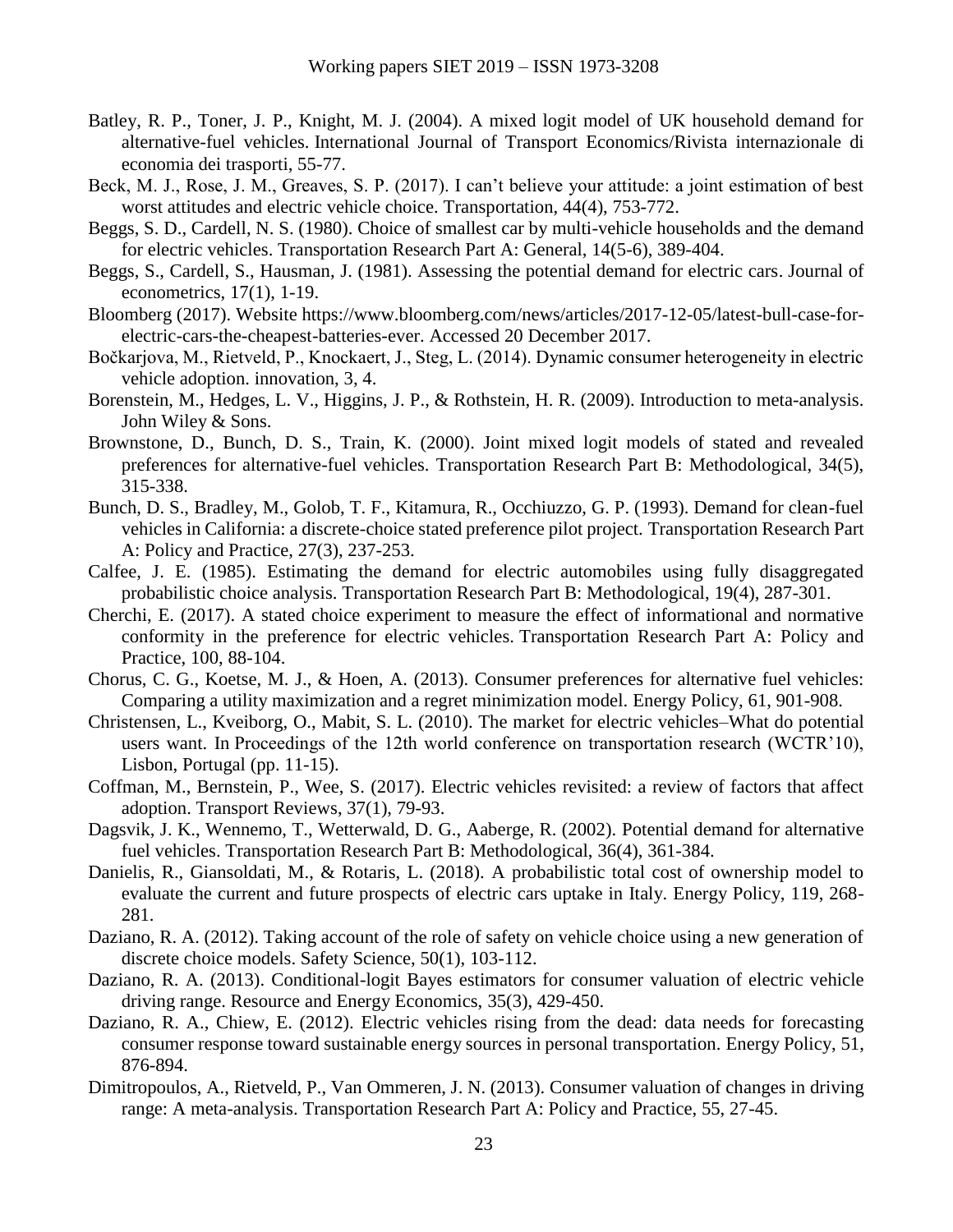Batley, R. P., Toner, J. P., Knight, M. J. (2004). A mixed logit model of UK household demand for alternative-fuel vehicles. International Journal of Transport Economics/Rivista internazionale di economia dei trasporti, 55-77.

Beck, M. J., Rose, J. M., Greaves, S. P. (2017). I can't believe your attitude: a joint estimation of best worst attitudes and electric vehicle choice. Transportation, 44(4), 753-772.

Beggs, S. D., Cardell, N. S. (1980). Choice of smallest car by multi-vehicle households and the demand for electric vehicles. Transportation Research Part A: General, 14(5-6), 389-404.

Beggs, S., Cardell, S., Hausman, J. (1981). Assessing the potential demand for electric cars. Journal of econometrics, 17(1), 1-19.

Bloomberg (2017). Website https://www.bloomberg.com/news/articles/2017-12-05/latest-bull-case-for-electric-cars-the-cheapest-batteries-ever. Accessed 20 December 2017.

Bočkarjova, M., Rietveld, P., Knockaert, J., Steg, L. (2014). Dynamic consumer heterogeneity in electric vehicle adoption. innovation, 3, 4.

Borenstein, M., Hedges, L. V., Higgins, J. P., & Rothstein, H. R. (2009). Introduction to meta-analysis. John Wiley & Sons.

Brownstone, D., Bunch, D. S., Train, K. (2000). Joint mixed logit models of stated and revealed preferences for alternative-fuel vehicles. Transportation Research Part B: Methodological, 34(5), 315-338.

Bunch, D. S., Bradley, M., Golob, T. F., Kitamura, R., Occhiuzzo, G. P. (1993). Demand for clean-fuel vehicles in California: a discrete-choice stated preference pilot project. Transportation Research Part A: Policy and Practice, 27(3), 237-253.

Calfee, J. E. (1985). Estimating the demand for electric automobiles using fully disaggregated probabilistic choice analysis. Transportation Research Part B: Methodological, 19(4), 287-301.

Cherchi, E. (2017). A stated choice experiment to measure the effect of informational and normative conformity in the preference for electric vehicles. Transportation Research Part A: Policy and Practice, 100, 88-104.

Chorus, C. G., Koetse, M. J., & Hoen, A. (2013). Consumer preferences for alternative fuel vehicles: Comparing a utility maximization and a regret minimization model. Energy Policy, 61, 901-908.

Christensen, L., Kveiborg, O., Mabit, S. L. (2010). The market for electric vehicles–What do potential users want. In Proceedings of the 12th world conference on transportation research (WCTR'10), Lisbon, Portugal (pp. 11-15).

Coffman, M., Bernstein, P., Wee, S. (2017). Electric vehicles revisited: a review of factors that affect adoption. Transport Reviews, 37(1), 79-93.

Dagsvik, J. K., Wennemo, T., Wetterwald, D. G., Aaberge, R. (2002). Potential demand for alternative fuel vehicles. Transportation Research Part B: Methodological, 36(4), 361-384.

Danielis, R., Giansoldati, M., & Rotaris, L. (2018). A probabilistic total cost of ownership model to evaluate the current and future prospects of electric cars uptake in Italy. Energy Policy, 119, 268-281.

Daziano, R. A. (2012). Taking account of the role of safety on vehicle choice using a new generation of discrete choice models. Safety Science, 50(1), 103-112.

Daziano, R. A. (2013). Conditional-logit Bayes estimators for consumer valuation of electric vehicle driving range. Resource and Energy Economics, 35(3), 429-450.

Daziano, R. A., Chiew, E. (2012). Electric vehicles rising from the dead: data needs for forecasting consumer response toward sustainable energy sources in personal transportation. Energy Policy, 51, 876-894.

Dimitropoulos, A., Rietveld, P., Van Ommeren, J. N. (2013). Consumer valuation of changes in driving range: A meta-analysis. Transportation Research Part A: Policy and Practice, 55, 27-45.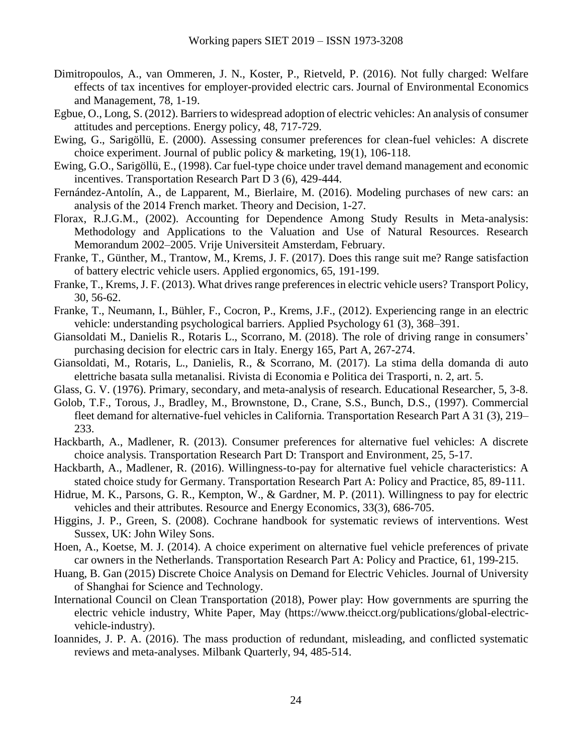Dimitropoulos, A., van Ommeren, J. N., Koster, P., Rietveld, P. (2016). Not fully charged: Welfare effects of tax incentives for employer-provided electric cars. Journal of Environmental Economics and Management, 78, 1-19.

Egbue, O., Long, S. (2012). Barriers to widespread adoption of electric vehicles: An analysis of consumer attitudes and perceptions. Energy policy, 48, 717-729.

Ewing, G., Sarigöllü, E. (2000). Assessing consumer preferences for clean-fuel vehicles: A discrete choice experiment. Journal of public policy & marketing, 19(1), 106-118.

Ewing, G.O., Sarigöllü, E., (1998). Car fuel-type choice under travel demand management and economic incentives. Transportation Research Part D 3 (6), 429-444.

Fernández-Antolín, A., de Lapparent, M., Bierlaire, M. (2016). Modeling purchases of new cars: an analysis of the 2014 French market. Theory and Decision, 1-27.

Florax, R.J.G.M., (2002). Accounting for Dependence Among Study Results in Meta-analysis: Methodology and Applications to the Valuation and Use of Natural Resources. Research Memorandum 2002–2005. Vrije Universiteit Amsterdam, February.

Franke, T., Günther, M., Trantow, M., Krems, J. F. (2017). Does this range suit me? Range satisfaction of battery electric vehicle users. Applied ergonomics, 65, 191-199.

Franke, T., Krems, J. F. (2013). What drives range preferences in electric vehicle users? Transport Policy, 30, 56-62.

Franke, T., Neumann, I., Bühler, F., Cocron, P., Krems, J.F., (2012). Experiencing range in an electric vehicle: understanding psychological barriers. Applied Psychology 61 (3), 368–391.

Giansoldati M., Danielis R., Rotaris L., Scorrano, M. (2018). The role of driving range in consumers' purchasing decision for electric cars in Italy. Energy 165, Part A, 267-274.

Giansoldati, M., Rotaris, L., Danielis, R., & Scorrano, M. (2017). La stima della domanda di auto elettriche basata sulla metanalisi. Rivista di Economia e Politica dei Trasporti, n. 2, art. 5.

Glass, G. V. (1976). Primary, secondary, and meta-analysis of research. Educational Researcher, 5, 3-8.

Golob, T.F., Torous, J., Bradley, M., Brownstone, D., Crane, S.S., Bunch, D.S., (1997). Commercial fleet demand for alternative-fuel vehicles in California. Transportation Research Part A 31 (3), 219–233.

Hackbarth, A., Madlener, R. (2013). Consumer preferences for alternative fuel vehicles: A discrete choice analysis. Transportation Research Part D: Transport and Environment, 25, 5-17.

Hackbarth, A., Madlener, R. (2016). Willingness-to-pay for alternative fuel vehicle characteristics: A stated choice study for Germany. Transportation Research Part A: Policy and Practice, 85, 89-111.

Hidrue, M. K., Parsons, G. R., Kempton, W., & Gardner, M. P. (2011). Willingness to pay for electric vehicles and their attributes. Resource and Energy Economics, 33(3), 686-705.

Higgins, J. P., Green, S. (2008). Cochrane handbook for systematic reviews of interventions. West Sussex, UK: John Wiley Sons.

Hoen, A., Koetse, M. J. (2014). A choice experiment on alternative fuel vehicle preferences of private car owners in the Netherlands. Transportation Research Part A: Policy and Practice, 61, 199-215.

Huang, B. Gan (2015) Discrete Choice Analysis on Demand for Electric Vehicles. Journal of University of Shanghai for Science and Technology.

International Council on Clean Transportation (2018), Power play: How governments are spurring the electric vehicle industry, White Paper, May (https://www.theicct.org/publications/global-electric-vehicle-industry).

Ioannides, J. P. A. (2016). The mass production of redundant, misleading, and conflicted systematic reviews and meta-analyses. Milbank Quarterly, 94, 485-514.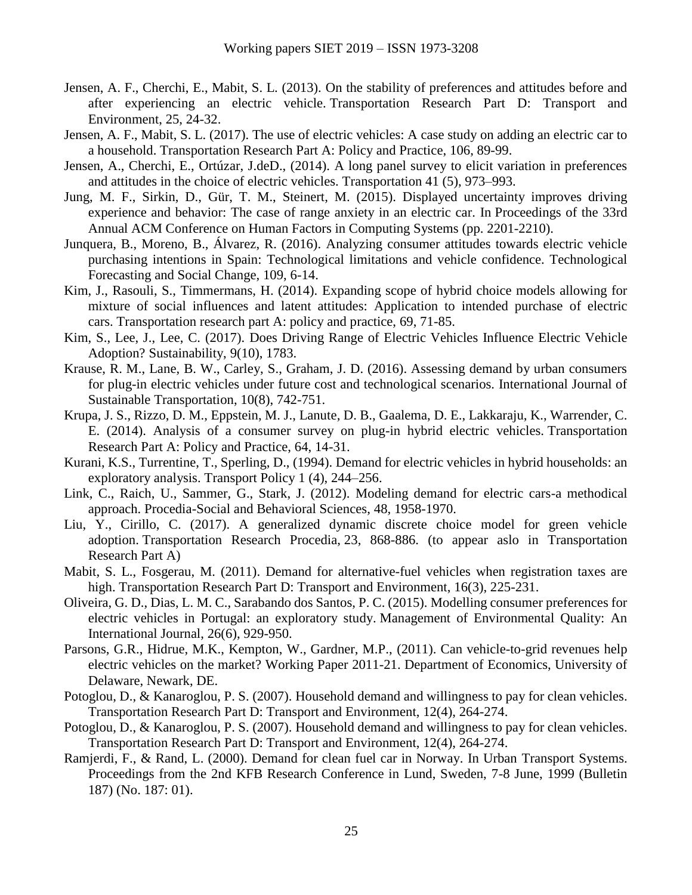Jensen, A. F., Cherchi, E., Mabit, S. L. (2013). On the stability of preferences and attitudes before and after experiencing an electric vehicle. Transportation Research Part D: Transport and Environment, 25, 24-32.

Jensen, A. F., Mabit, S. L. (2017). The use of electric vehicles: A case study on adding an electric car to a household. Transportation Research Part A: Policy and Practice, 106, 89-99.

Jensen, A., Cherchi, E., Ortúzar, J.deD., (2014). A long panel survey to elicit variation in preferences and attitudes in the choice of electric vehicles. Transportation 41 (5), 973–993.

Jung, M. F., Sirkin, D., Gür, T. M., Steinert, M. (2015). Displayed uncertainty improves driving experience and behavior: The case of range anxiety in an electric car. In Proceedings of the 33rd Annual ACM Conference on Human Factors in Computing Systems (pp. 2201-2210).

Junquera, B., Moreno, B., Álvarez, R. (2016). Analyzing consumer attitudes towards electric vehicle purchasing intentions in Spain: Technological limitations and vehicle confidence. Technological Forecasting and Social Change, 109, 6-14.

Kim, J., Rasouli, S., Timmermans, H. (2014). Expanding scope of hybrid choice models allowing for mixture of social influences and latent attitudes: Application to intended purchase of electric cars. Transportation research part A: policy and practice, 69, 71-85.

Kim, S., Lee, J., Lee, C. (2017). Does Driving Range of Electric Vehicles Influence Electric Vehicle Adoption? Sustainability, 9(10), 1783.

Krause, R. M., Lane, B. W., Carley, S., Graham, J. D. (2016). Assessing demand by urban consumers for plug-in electric vehicles under future cost and technological scenarios. International Journal of Sustainable Transportation, 10(8), 742-751.

Krupa, J. S., Rizzo, D. M., Eppstein, M. J., Lanute, D. B., Gaalema, D. E., Lakkaraju, K., Warrender, C. E. (2014). Analysis of a consumer survey on plug-in hybrid electric vehicles. Transportation Research Part A: Policy and Practice, 64, 14-31.

Kurani, K.S., Turrentine, T., Sperling, D., (1994). Demand for electric vehicles in hybrid households: an exploratory analysis. Transport Policy 1 (4), 244–256.

Link, C., Raich, U., Sammer, G., Stark, J. (2012). Modeling demand for electric cars-a methodical approach. Procedia-Social and Behavioral Sciences, 48, 1958-1970.

Liu, Y., Cirillo, C. (2017). A generalized dynamic discrete choice model for green vehicle adoption. Transportation Research Procedia, 23, 868-886. (to appear aslo in Transportation Research Part A)

Mabit, S. L., Fosgerau, M. (2011). Demand for alternative-fuel vehicles when registration taxes are high. Transportation Research Part D: Transport and Environment, 16(3), 225-231.

Oliveira, G. D., Dias, L. M. C., Sarabando dos Santos, P. C. (2015). Modelling consumer preferences for electric vehicles in Portugal: an exploratory study. Management of Environmental Quality: An International Journal, 26(6), 929-950.

Parsons, G.R., Hidrue, M.K., Kempton, W., Gardner, M.P., (2011). Can vehicle-to-grid revenues help electric vehicles on the market? Working Paper 2011-21. Department of Economics, University of Delaware, Newark, DE.

Potoglou, D., & Kanaroglou, P. S. (2007). Household demand and willingness to pay for clean vehicles. Transportation Research Part D: Transport and Environment, 12(4), 264-274.

Potoglou, D., & Kanaroglou, P. S. (2007). Household demand and willingness to pay for clean vehicles. Transportation Research Part D: Transport and Environment, 12(4), 264-274.

Ramjerdi, F., & Rand, L. (2000). Demand for clean fuel car in Norway. In Urban Transport Systems. Proceedings from the 2nd KFB Research Conference in Lund, Sweden, 7-8 June, 1999 (Bulletin 187) (No. 187: 01).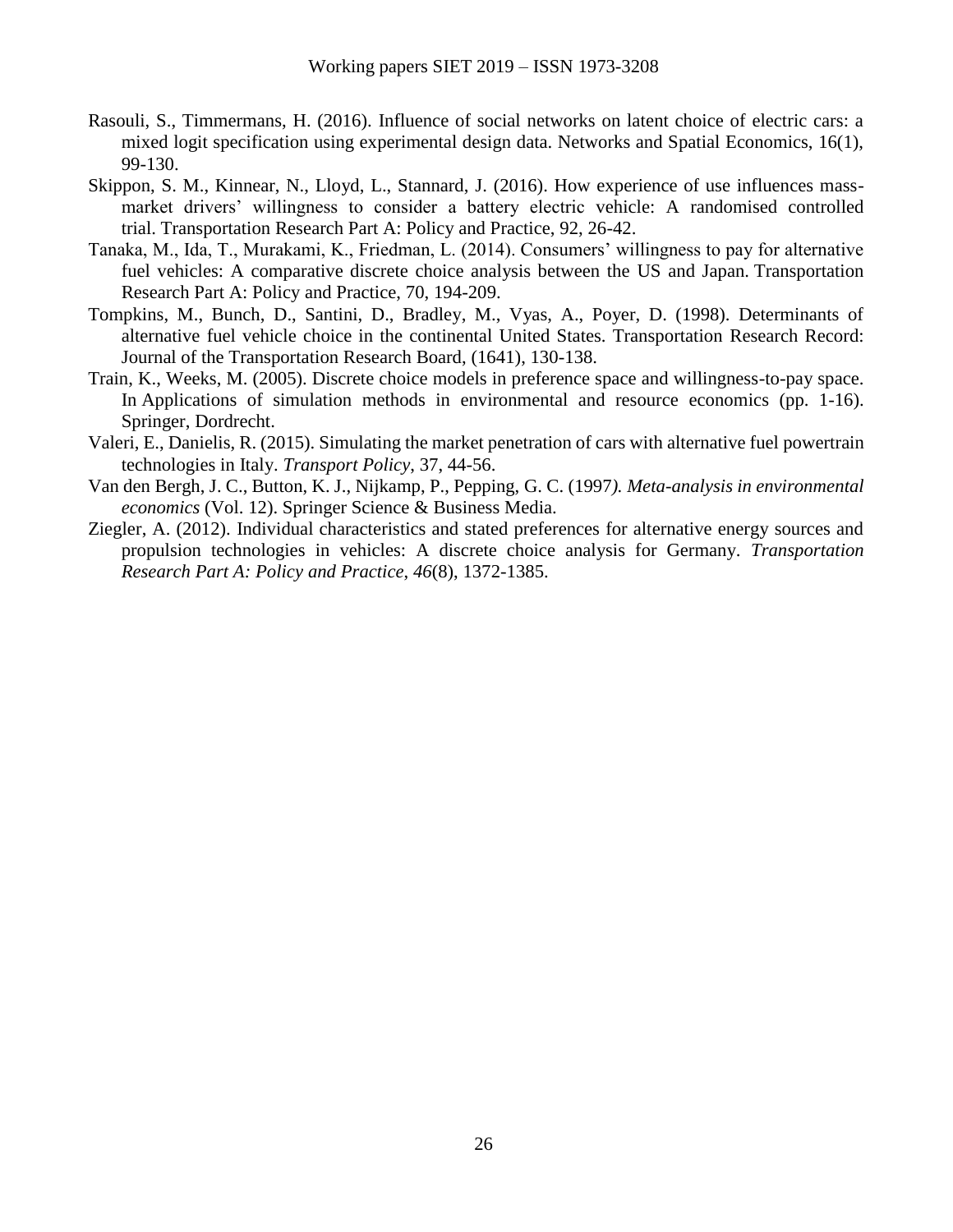Rasouli, S., Timmermans, H. (2016). Influence of social networks on latent choice of electric cars: a mixed logit specification using experimental design data. Networks and Spatial Economics, 16(1), 99-130.

Skippon, S. M., Kinnear, N., Lloyd, L., Stannard, J. (2016). How experience of use influences mass-market drivers' willingness to consider a battery electric vehicle: A randomised controlled trial. Transportation Research Part A: Policy and Practice, 92, 26-42.

Tanaka, M., Ida, T., Murakami, K., Friedman, L. (2014). Consumers' willingness to pay for alternative fuel vehicles: A comparative discrete choice analysis between the US and Japan. Transportation Research Part A: Policy and Practice, 70, 194-209.

Tompkins, M., Bunch, D., Santini, D., Bradley, M., Vyas, A., Poyer, D. (1998). Determinants of alternative fuel vehicle choice in the continental United States. Transportation Research Record: Journal of the Transportation Research Board, (1641), 130-138.

Train, K., Weeks, M. (2005). Discrete choice models in preference space and willingness-to-pay space. In Applications of simulation methods in environmental and resource economics (pp. 1-16). Springer, Dordrecht.

Valeri, E., Danielis, R. (2015). Simulating the market penetration of cars with alternative fuel powertrain technologies in Italy. *Transport Policy*, 37, 44-56.

Van den Bergh, J. C., Button, K. J., Nijkamp, P., Pepping, G. C. (1997*). Meta-analysis in environmental economics* (Vol. 12). Springer Science & Business Media.

Ziegler, A. (2012). Individual characteristics and stated preferences for alternative energy sources and propulsion technologies in vehicles: A discrete choice analysis for Germany. *Transportation Research Part A: Policy and Practice*, *46*(8), 1372-1385.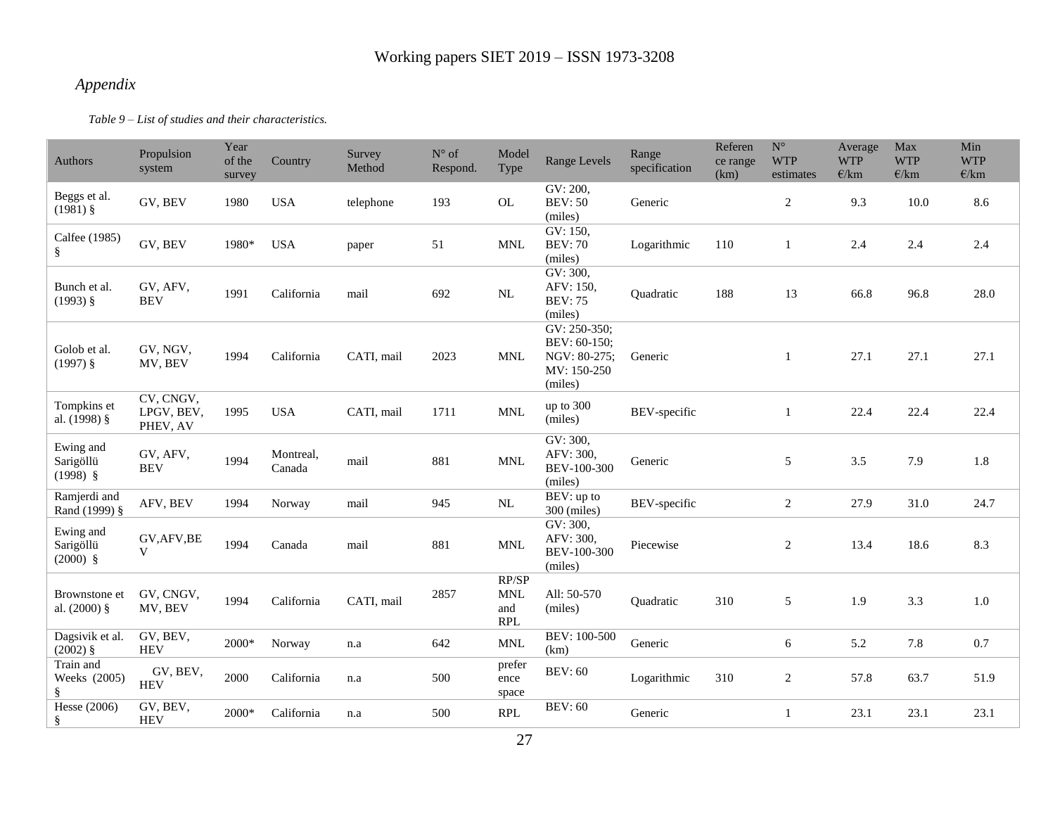*Appendix*

*Table 9 – List of studies and their characteristics.*

| Authors | Propulsion system | Year of the survey | Country | Survey Method | N° of Respond. | Model Type | Range Levels | Range specification | Reference range (km) | N° WTP estimates | Average WTP €/km | Max WTP €/km | Min WTP €/km |
|---|---|---|---|---|---|---|---|---|---|---|---|---|---|
| Beggs et al. (1981) § | GV, BEV | 1980 | USA | telephone | 193 | OL | GV: 200, BEV: 50 (miles) | Generic | | 2 | 9.3 | 10.0 | 8.6 |
| Calfee (1985) § | GV, BEV | 1980* | USA | paper | 51 | MNL | GV: 150, BEV: 70 (miles) | Logarithmic | 110 | 1 | 2.4 | 2.4 | 2.4 |
| Bunch et al. (1993) § | GV, AFV, BEV | 1991 | California | mail | 692 | NL | GV: 300, AFV: 150, BEV: 75 (miles) | Quadratic | 188 | 13 | 66.8 | 96.8 | 28.0 |
| Golob et al. (1997) § | GV, NGV, MV, BEV | 1994 | California | CATI, mail | 2023 | MNL | GV: 250-350; BEV: 60-150; NGV: 80-275; MV: 150-250 (miles) | Generic | | 1 | 27.1 | 27.1 | 27.1 |
| Tompkins et al. (1998) § | CV, CNGV, LPGV, BEV, PHEV, AV | 1995 | USA | CATI, mail | 1711 | MNL | up to 300 (miles) | BEV-specific | | 1 | 22.4 | 22.4 | 22.4 |
| Ewing and Sarigöllü (1998) § | GV, AFV, BEV | 1994 | Montreal, Canada | mail | 881 | MNL | GV: 300, AFV: 300, BEV-100-300 (miles) | Generic | | 5 | 3.5 | 7.9 | 1.8 |
| Ramjerdi and Rand (1999) § | AFV, BEV | 1994 | Norway | mail | 945 | NL | BEV: up to 300 (miles) | BEV-specific | | 2 | 27.9 | 31.0 | 24.7 |
| Ewing and Sarigöllü (2000) § | GV,AFV,BEV | 1994 | Canada | mail | 881 | MNL | GV: 300, AFV: 300, BEV-100-300 (miles) | Piecewise | | 2 | 13.4 | 18.6 | 8.3 |
| Brownstone et al. (2000) § | GV, CNGV, MV, BEV | 1994 | California | CATI, mail | 2857 | RP/SP MNL and RPL | All: 50-570 (miles) | Quadratic | 310 | 5 | 1.9 | 3.3 | 1.0 |
| Dagsivik et al. (2002) § | GV, BEV, HEV | 2000* | Norway | n.a | 642 | MNL | BEV: 100-500 (km) | Generic | | 6 | 5.2 | 7.8 | 0.7 |
| Train and Weeks (2005) § | GV, BEV, HEV | 2000 | California | n.a | 500 | preference space | BEV: 60 | Logarithmic | 310 | 2 | 57.8 | 63.7 | 51.9 |
| Hesse (2006) § | GV, BEV, HEV | 2000* | California | n.a | 500 | RPL | BEV: 60 | Generic | | 1 | 23.1 | 23.1 | 23.1 |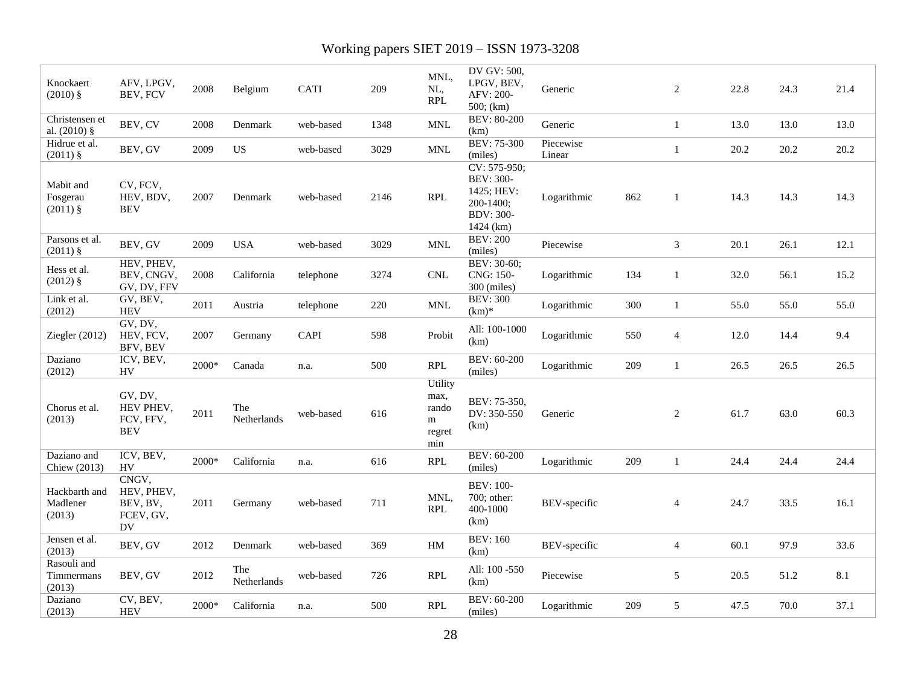| | | | | | | | | | | | | | |
|---|---|---|---|---|---|---|---|---|---|---|---|---|---|
| Knockaert (2010) § | AFV, LPGV, BEV, FCV | 2008 | Belgium | CATI | 209 | MNL, NL, RPL | DV GV: 500, LPGV, BEV, AFV: 200-500; (km) | Generic | | 2 | 22.8 | 24.3 | 21.4 |
| Christensen et al. (2010) § | BEV, CV | 2008 | Denmark | web-based | 1348 | MNL | BEV: 80-200 (km) | Generic | | 1 | 13.0 | 13.0 | 13.0 |
| Hidrue et al. (2011) § | BEV, GV | 2009 | US | web-based | 3029 | MNL | BEV: 75-300 (miles) | Piecewise Linear | | 1 | 20.2 | 20.2 | 20.2 |
| Mabit and Fosgerau (2011) § | CV, FCV, HEV, BDV, BEV | 2007 | Denmark | web-based | 2146 | RPL | CV: 575-950; BEV: 300-1425; HEV: 200-1400; BDV: 300-1424 (km) | Logarithmic | 862 | 1 | 14.3 | 14.3 | 14.3 |
| Parsons et al. (2011) § | BEV, GV | 2009 | USA | web-based | 3029 | MNL | BEV: 200 (miles) | Piecewise | | 3 | 20.1 | 26.1 | 12.1 |
| Hess et al. (2012) § | HEV, PHEV, BEV, CNGV, GV, DV, FFV | 2008 | California | telephone | 3274 | CNL | BEV: 30-60; CNG: 150-300 (miles) | Logarithmic | 134 | 1 | 32.0 | 56.1 | 15.2 |
| Link et al. (2012) | GV, BEV, HEV | 2011 | Austria | telephone | 220 | MNL | BEV: 300 (km)* | Logarithmic | 300 | 1 | 55.0 | 55.0 | 55.0 |
| Ziegler (2012) | GV, DV, HEV, FCV, BFV, BEV | 2007 | Germany | CAPI | 598 | Probit | All: 100-1000 (km) | Logarithmic | 550 | 4 | 12.0 | 14.4 | 9.4 |
| Daziano (2012) | ICV, BEV, HV | 2000* | Canada | n.a. | 500 | RPL | BEV: 60-200 (miles) | Logarithmic | 209 | 1 | 26.5 | 26.5 | 26.5 |
| Chorus et al. (2013) | GV, DV, HEV PHEV, FCV, FFV, BEV | 2011 | The Netherlands | web-based | 616 | Utility max, random regret min | BEV: 75-350, DV: 350-550 (km) | Generic | | 2 | 61.7 | 63.0 | 60.3 |
| Daziano and Chiew (2013) | ICV, BEV, HV | 2000* | California | n.a. | 616 | RPL | BEV: 60-200 (miles) | Logarithmic | 209 | 1 | 24.4 | 24.4 | 24.4 |
| Hackbarth and Madlener (2013) | CNGV, HEV, PHEV, BEV, BV, FCEV, GV, DV | 2011 | Germany | web-based | 711 | MNL, RPL | BEV: 100-700; other: 400-1000 (km) | BEV-specific | | 4 | 24.7 | 33.5 | 16.1 |
| Jensen et al. (2013) | BEV, GV | 2012 | Denmark | web-based | 369 | HM | BEV: 160 (km) | BEV-specific | | 4 | 60.1 | 97.9 | 33.6 |
| Rasouli and Timmermans (2013) | BEV, GV | 2012 | The Netherlands | web-based | 726 | RPL | All: 100 -550 (km) | Piecewise | | 5 | 20.5 | 51.2 | 8.1 |
| Daziano (2013) | CV, BEV, HEV | 2000* | California | n.a. | 500 | RPL | BEV: 60-200 (miles) | Logarithmic | 209 | 5 | 47.5 | 70.0 | 37.1 |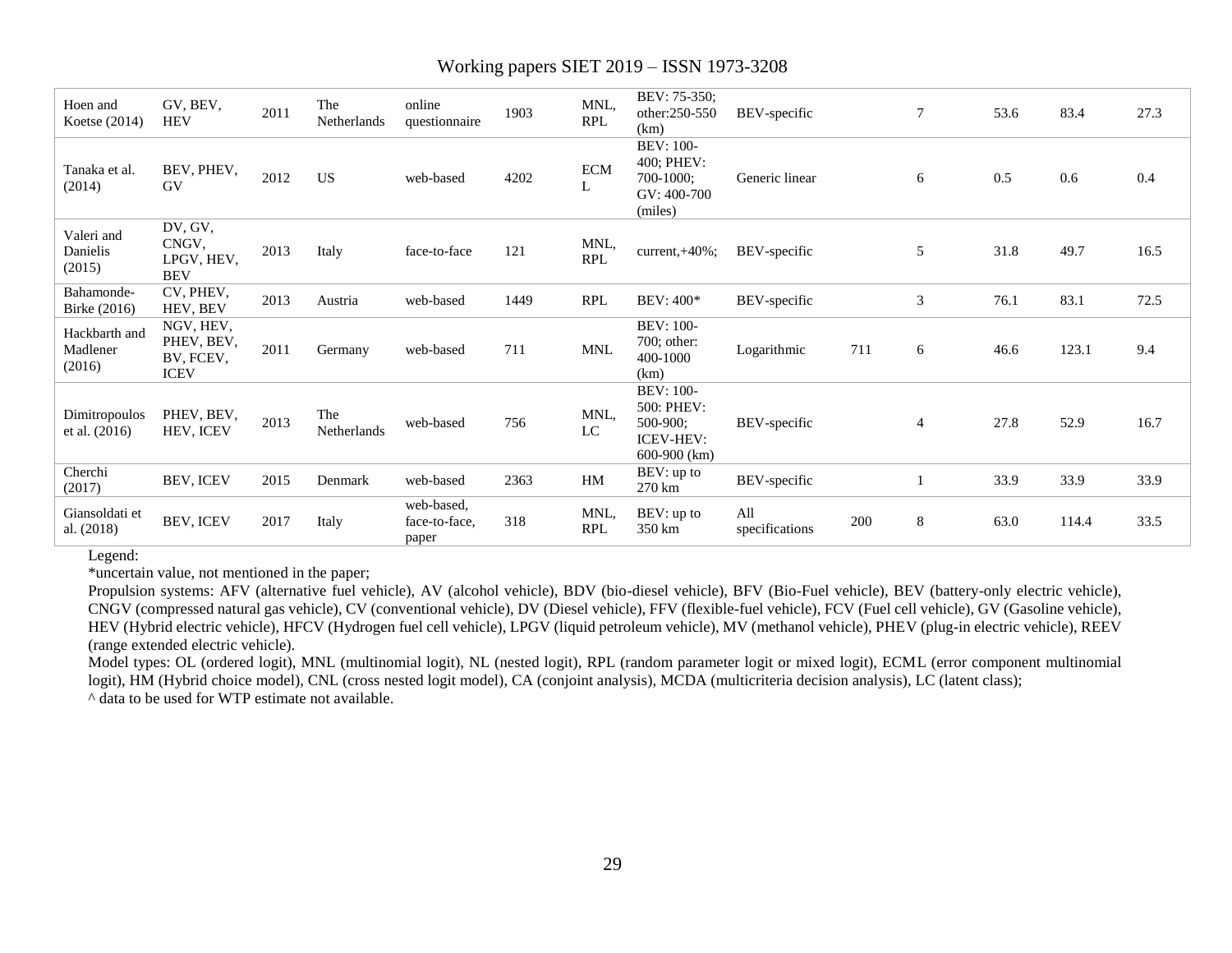| | | | | | | | | | | | | | |
|---|---|---|---|---|---|---|---|---|---|---|---|---|---|
| Hoen and Koetse (2014) | GV, BEV, HEV | 2011 | The Netherlands | online questionnaire | 1903 | MNL, RPL | BEV: 75-350; other:250-550 (km) | BEV-specific | | 7 | 53.6 | 83.4 | 27.3 |
| Tanaka et al. (2014) | BEV, PHEV, GV | 2012 | US | web-based | 4202 | ECML | BEV: 100-400; PHEV: 700-1000; GV: 400-700 (miles) | Generic linear | | 6 | 0.5 | 0.6 | 0.4 |
| Valeri and Danielis (2015) | DV, GV, CNGV, LPGV, HEV, BEV | 2013 | Italy | face-to-face | 121 | MNL, RPL | current,+40%; | BEV-specific | | 5 | 31.8 | 49.7 | 16.5 |
| Bahamonde-Birke (2016) | CV, PHEV, HEV, BEV | 2013 | Austria | web-based | 1449 | RPL | BEV: 400* | BEV-specific | | 3 | 76.1 | 83.1 | 72.5 |
| Hackbarth and Madlener (2016) | NGV, HEV, PHEV, BEV, BV, FCEV, ICEV | 2011 | Germany | web-based | 711 | MNL | BEV: 100-700; other: 400-1000 (km) | Logarithmic | 711 | 6 | 46.6 | 123.1 | 9.4 |
| Dimitropoulos et al. (2016) | PHEV, BEV, HEV, ICEV | 2013 | The Netherlands | web-based | 756 | MNL, LC | BEV: 100-500: PHEV: 500-900; ICEV-HEV: 600-900 (km) | BEV-specific | | 4 | 27.8 | 52.9 | 16.7 |
| Cherchi (2017) | BEV, ICEV | 2015 | Denmark | web-based | 2363 | HM | BEV: up to 270 km | BEV-specific | | 1 | 33.9 | 33.9 | 33.9 |
| Giansoldati et al. (2018) | BEV, ICEV | 2017 | Italy | web-based, face-to-face, paper | 318 | MNL, RPL | BEV: up to 350 km | All specifications | 200 | 8 | 63.0 | 114.4 | 33.5 |

Legend:

*uncertain value, not mentioned in the paper;

Propulsion systems: AFV (alternative fuel vehicle), AV (alcohol vehicle), BDV (bio-diesel vehicle), BFV (Bio-Fuel vehicle), BEV (battery-only electric vehicle), CNGV (compressed natural gas vehicle), CV (conventional vehicle), DV (Diesel vehicle), FFV (flexible-fuel vehicle), FCV (Fuel cell vehicle), GV (Gasoline vehicle), HEV (Hybrid electric vehicle), HFCV (Hydrogen fuel cell vehicle), LPGV (liquid petroleum vehicle), MV (methanol vehicle), PHEV (plug-in electric vehicle), REEV (range extended electric vehicle).

Model types: OL (ordered logit), MNL (multinomial logit), NL (nested logit), RPL (random parameter logit or mixed logit), ECML (error component multinomial logit), HM (Hybrid choice model), CNL (cross nested logit model), CA (conjoint analysis), MCDA (multicriteria decision analysis), LC (latent class);

^ data to be used for WTP estimate not available.